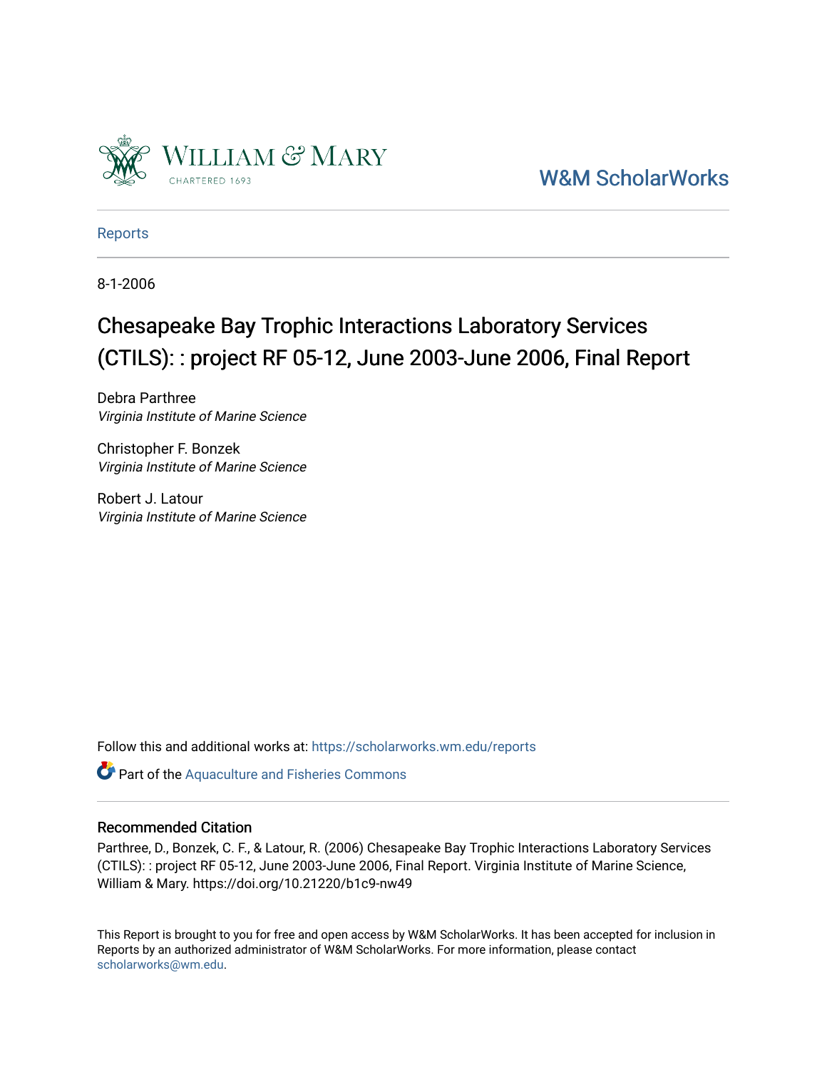William & Mary
CHARTERED 1693

W&M ScholarWorks

Reports

8-1-2006

# Chesapeake Bay Trophic Interactions Laboratory Services (CTILS): : project RF 05-12, June 2003-June 2006, Final Report

Debra Parthree
*Virginia Institute of Marine Science*

Christopher F. Bonzek
*Virginia Institute of Marine Science*

Robert J. Latour
*Virginia Institute of Marine Science*

Follow this and additional works at: https://scholarworks.wm.edu/reports

Part of the Aquaculture and Fisheries Commons

## Recommended Citation

Parthree, D., Bonzek, C. F., & Latour, R. (2006) Chesapeake Bay Trophic Interactions Laboratory Services (CTILS): : project RF 05-12, June 2003-June 2006, Final Report. Virginia Institute of Marine Science, William & Mary. https://doi.org/10.21220/b1c9-nw49

This Report is brought to you for free and open access by W&M ScholarWorks. It has been accepted for inclusion in Reports by an authorized administrator of W&M ScholarWorks. For more information, please contact scholarworks@wm.edu.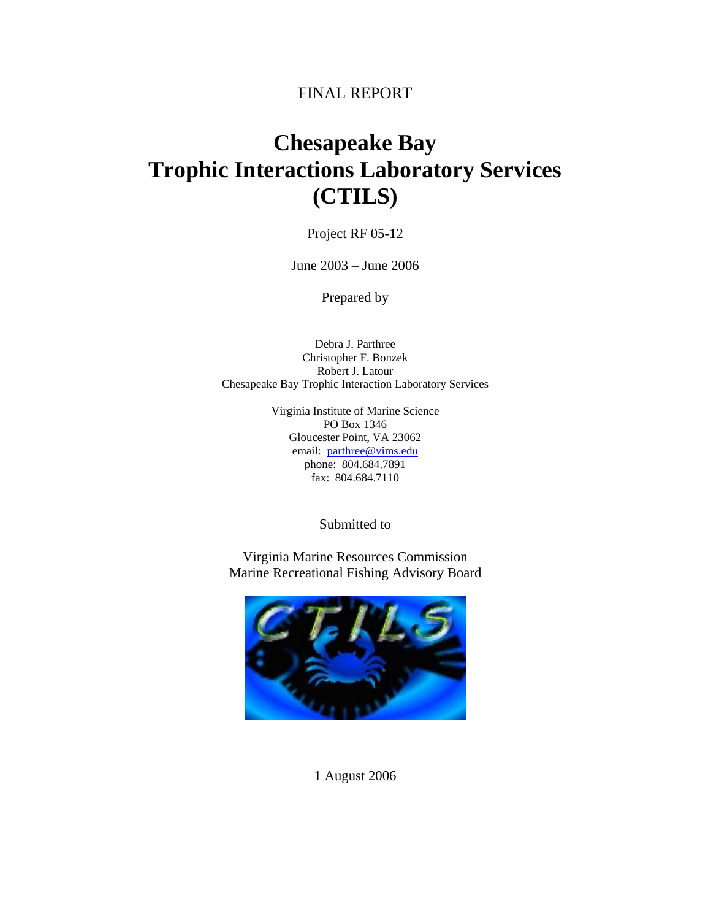FINAL REPORT

# Chesapeake Bay Trophic Interactions Laboratory Services (CTILS)

Project RF 05-12

June 2003 – June 2006

Prepared by

Debra J. Parthree
Christopher F. Bonzek
Robert J. Latour
Chesapeake Bay Trophic Interaction Laboratory Services

Virginia Institute of Marine Science
PO Box 1346
Gloucester Point, VA 23062
email: parthree@vims.edu
phone: 804.684.7891
fax: 804.684.7110

Submitted to

Virginia Marine Resources Commission
Marine Recreational Fishing Advisory Board

1 August 2006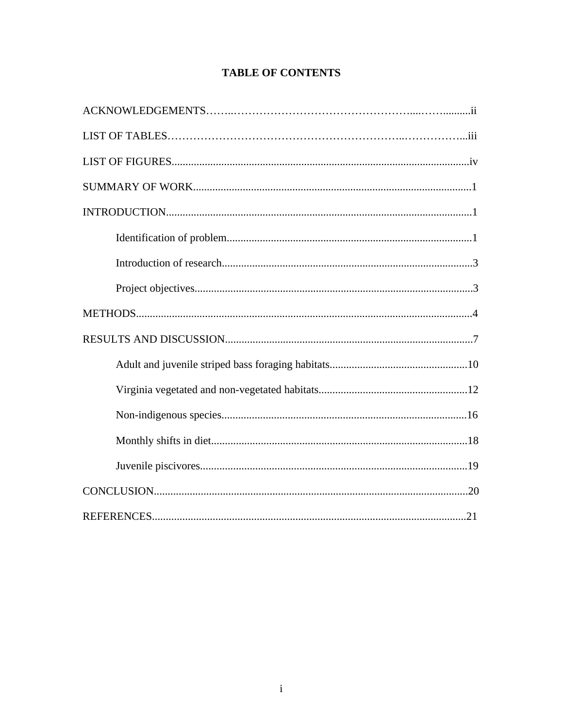# TABLE OF CONTENTS

ACKNOWLEDGEMENTS……..…………………………………………....……..........ii

LIST OF TABLES………………………………………………………..……………...iii

LIST OF FIGURES..........................................................................................................iv

SUMMARY OF WORK....................................................................................................1

INTRODUCTION.............................................................................................................1

- Identification of problem........................................................................................1
- Introduction of research..........................................................................................3
- Project objectives....................................................................................................3

METHODS........................................................................................................................4

RESULTS AND DISCUSSION.........................................................................................7

- Adult and juvenile striped bass foraging habitats..................................................10
- Virginia vegetated and non-vegetated habitats......................................................12
- Non-indigenous species........................................................................................16
- Monthly shifts in diet............................................................................................18
- Juvenile piscivores.................................................................................................19

CONCLUSION.................................................................................................................20

REFERENCES.................................................................................................................21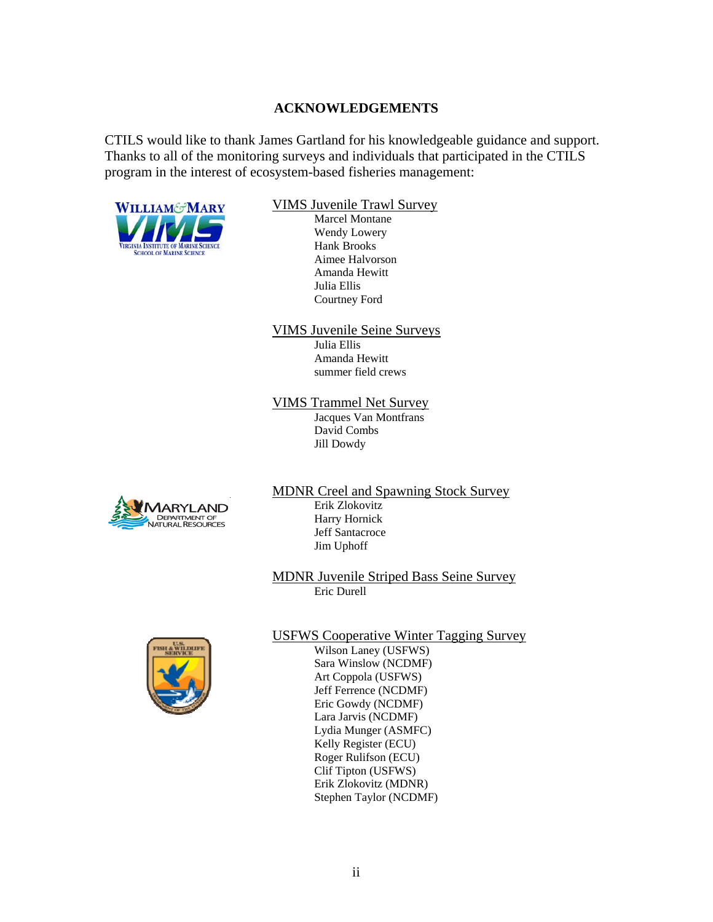## ACKNOWLEDGEMENTS

CTILS would like to thank James Gartland for his knowledgeable guidance and support. Thanks to all of the monitoring surveys and individuals that participated in the CTILS program in the interest of ecosystem-based fisheries management:

<u>VIMS Juvenile Trawl Survey</u>

Marcel Montane
Wendy Lowery
Hank Brooks
Aimee Halvorson
Amanda Hewitt
Julia Ellis
Courtney Ford

<u>VIMS Juvenile Seine Surveys</u>

Julia Ellis
Amanda Hewitt
summer field crews

<u>VIMS Trammel Net Survey</u>

Jacques Van Montfrans
David Combs
Jill Dowdy

<u>MDNR Creel and Spawning Stock Survey</u>

Erik Zlokovitz
Harry Hornick
Jeff Santacroce
Jim Uphoff

<u>MDNR Juvenile Striped Bass Seine Survey</u>

Eric Durell

<u>USFWS Cooperative Winter Tagging Survey</u>

Wilson Laney (USFWS)
Sara Winslow (NCDMF)
Art Coppola (USFWS)
Jeff Ferrence (NCDMF)
Eric Gowdy (NCDMF)
Lara Jarvis (NCDMF)
Lydia Munger (ASMFC)
Kelly Register (ECU)
Roger Rulifson (ECU)
Clif Tipton (USFWS)
Erik Zlokovitz (MDNR)
Stephen Taylor (NCDMF)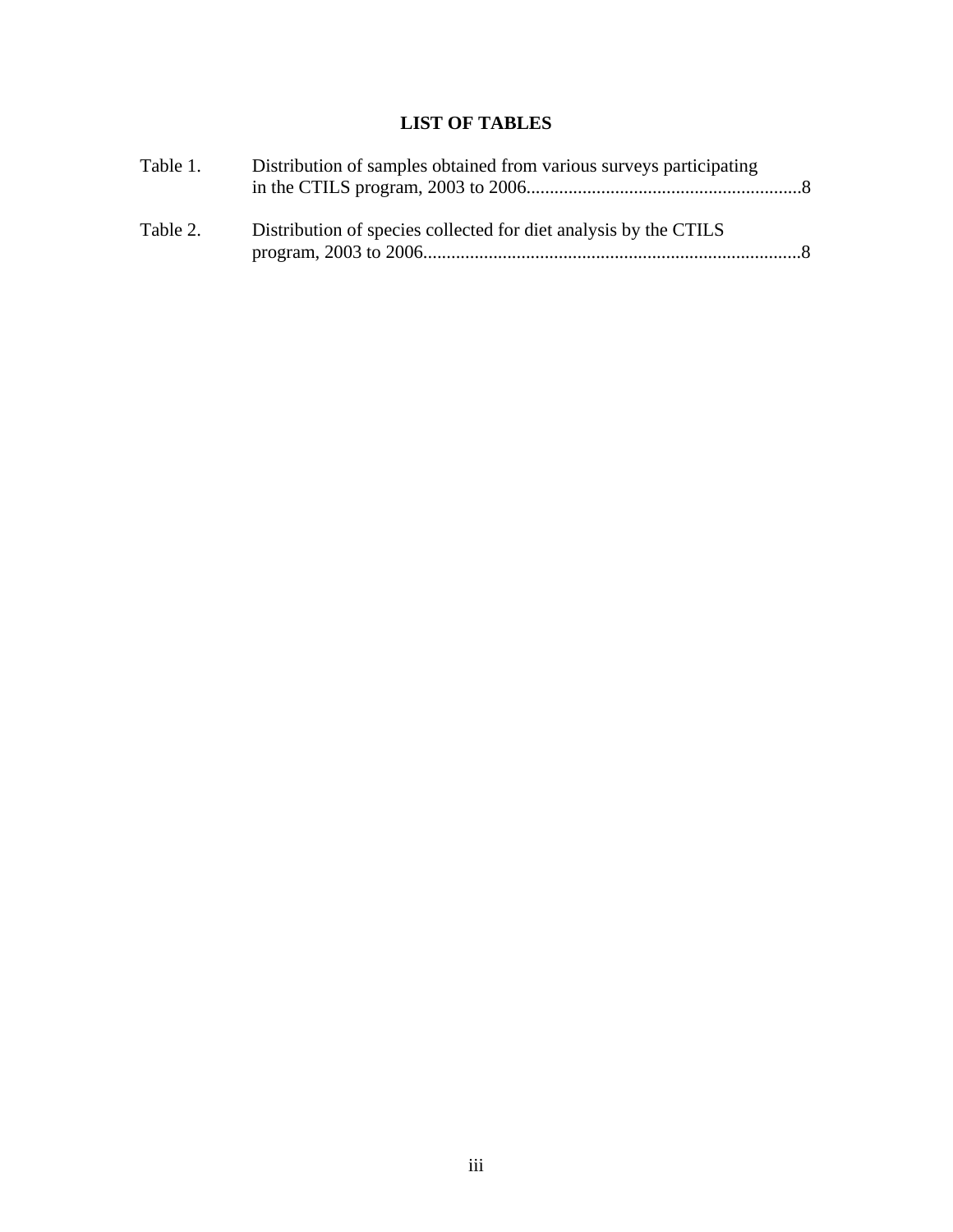# LIST OF TABLES

Table 1. Distribution of samples obtained from various surveys participating in the CTILS program, 2003 to 2006...........................................................8

Table 2. Distribution of species collected for diet analysis by the CTILS program, 2003 to 2006.................................................................................8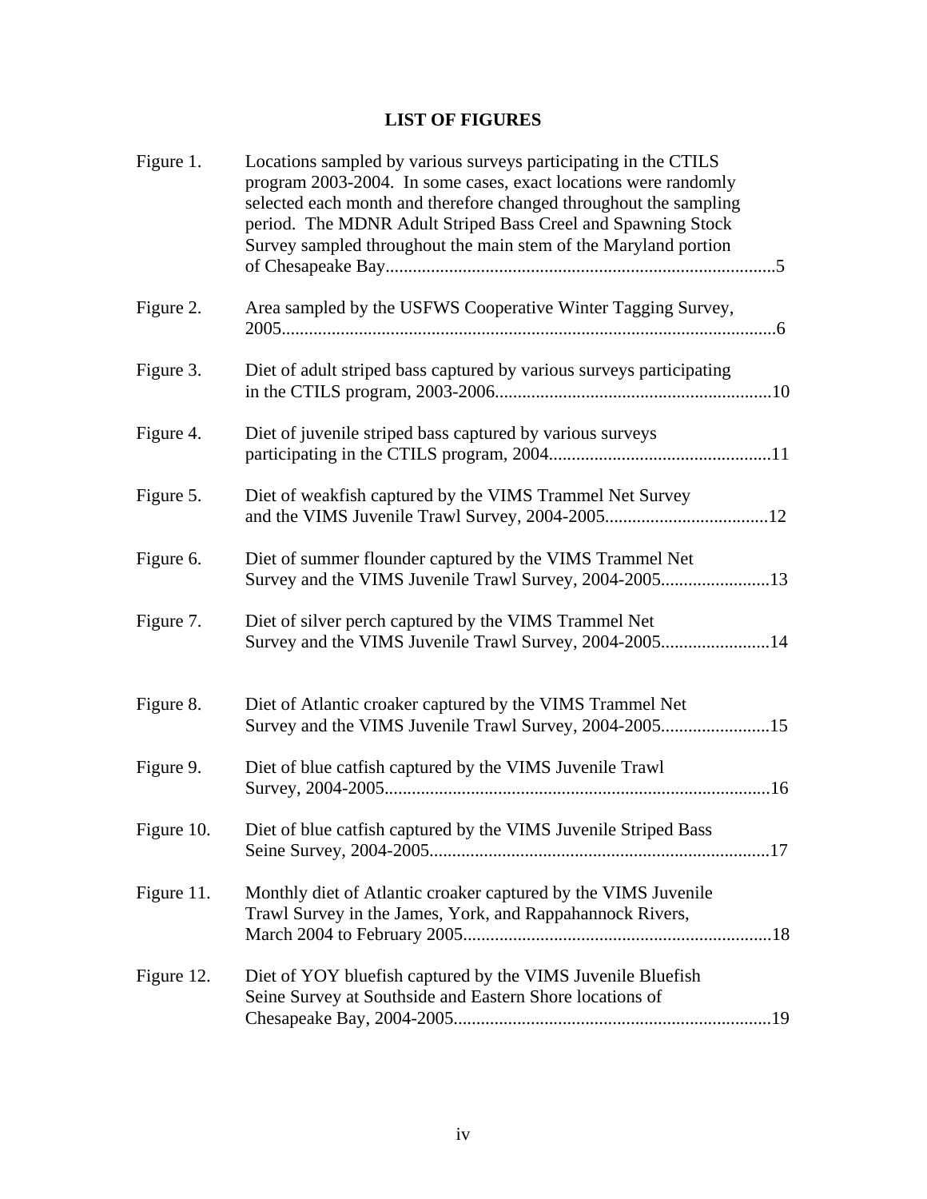# LIST OF FIGURES

| | | |
|---|---|---|
| Figure 1. | Locations sampled by various surveys participating in the CTILS program 2003-2004. In some cases, exact locations were randomly selected each month and therefore changed throughout the sampling period. The MDNR Adult Striped Bass Creel and Spawning Stock Survey sampled throughout the main stem of the Maryland portion of Chesapeake Bay | 5 |
| Figure 2. | Area sampled by the USFWS Cooperative Winter Tagging Survey, 2005 | 6 |
| Figure 3. | Diet of adult striped bass captured by various surveys participating in the CTILS program, 2003-2006 | 10 |
| Figure 4. | Diet of juvenile striped bass captured by various surveys participating in the CTILS program, 2004 | 11 |
| Figure 5. | Diet of weakfish captured by the VIMS Trammel Net Survey and the VIMS Juvenile Trawl Survey, 2004-2005 | 12 |
| Figure 6. | Diet of summer flounder captured by the VIMS Trammel Net Survey and the VIMS Juvenile Trawl Survey, 2004-2005 | 13 |
| Figure 7. | Diet of silver perch captured by the VIMS Trammel Net Survey and the VIMS Juvenile Trawl Survey, 2004-2005 | 14 |
| Figure 8. | Diet of Atlantic croaker captured by the VIMS Trammel Net Survey and the VIMS Juvenile Trawl Survey, 2004-2005 | 15 |
| Figure 9. | Diet of blue catfish captured by the VIMS Juvenile Trawl Survey, 2004-2005 | 16 |
| Figure 10. | Diet of blue catfish captured by the VIMS Juvenile Striped Bass Seine Survey, 2004-2005 | 17 |
| Figure 11. | Monthly diet of Atlantic croaker captured by the VIMS Juvenile Trawl Survey in the James, York, and Rappahannock Rivers, March 2004 to February 2005 | 18 |
| Figure 12. | Diet of YOY bluefish captured by the VIMS Juvenile Bluefish Seine Survey at Southside and Eastern Shore locations of Chesapeake Bay, 2004-2005 | 19 |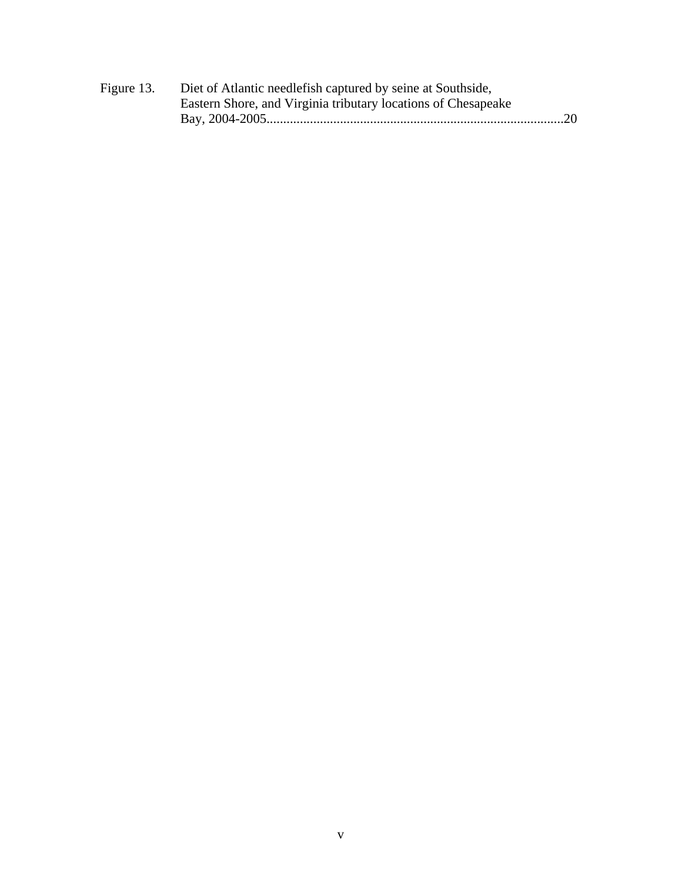Figure 13. Diet of Atlantic needlefish captured by seine at Southside, Eastern Shore, and Virginia tributary locations of Chesapeake Bay, 2004-2005........................................................................................20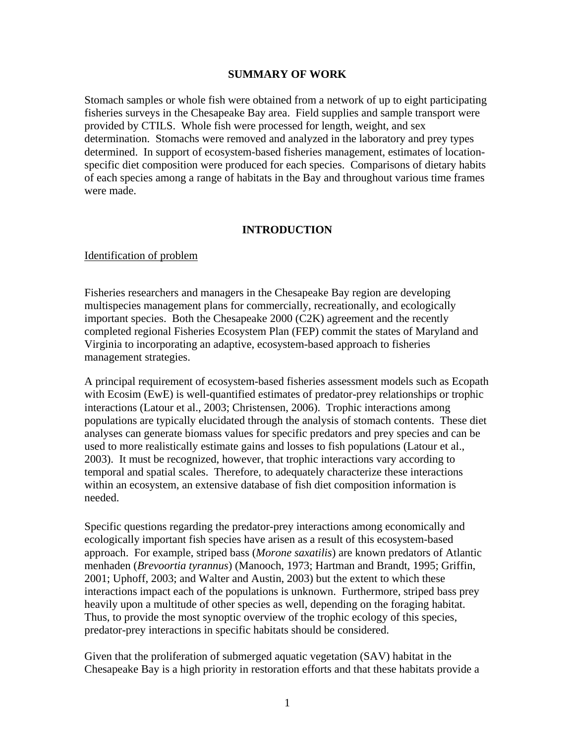## SUMMARY OF WORK

Stomach samples or whole fish were obtained from a network of up to eight participating fisheries surveys in the Chesapeake Bay area. Field supplies and sample transport were provided by CTILS. Whole fish were processed for length, weight, and sex determination. Stomachs were removed and analyzed in the laboratory and prey types determined. In support of ecosystem-based fisheries management, estimates of location-specific diet composition were produced for each species. Comparisons of dietary habits of each species among a range of habitats in the Bay and throughout various time frames were made.

## INTRODUCTION

### Identification of problem

Fisheries researchers and managers in the Chesapeake Bay region are developing multispecies management plans for commercially, recreationally, and ecologically important species. Both the Chesapeake 2000 (C2K) agreement and the recently completed regional Fisheries Ecosystem Plan (FEP) commit the states of Maryland and Virginia to incorporating an adaptive, ecosystem-based approach to fisheries management strategies.

A principal requirement of ecosystem-based fisheries assessment models such as Ecopath with Ecosim (EwE) is well-quantified estimates of predator-prey relationships or trophic interactions (Latour et al., 2003; Christensen, 2006). Trophic interactions among populations are typically elucidated through the analysis of stomach contents. These diet analyses can generate biomass values for specific predators and prey species and can be used to more realistically estimate gains and losses to fish populations (Latour et al., 2003). It must be recognized, however, that trophic interactions vary according to temporal and spatial scales. Therefore, to adequately characterize these interactions within an ecosystem, an extensive database of fish diet composition information is needed.

Specific questions regarding the predator-prey interactions among economically and ecologically important fish species have arisen as a result of this ecosystem-based approach. For example, striped bass (*Morone saxatilis*) are known predators of Atlantic menhaden (*Brevoortia tyrannus*) (Manooch, 1973; Hartman and Brandt, 1995; Griffin, 2001; Uphoff, 2003; and Walter and Austin, 2003) but the extent to which these interactions impact each of the populations is unknown. Furthermore, striped bass prey heavily upon a multitude of other species as well, depending on the foraging habitat. Thus, to provide the most synoptic overview of the trophic ecology of this species, predator-prey interactions in specific habitats should be considered.

Given that the proliferation of submerged aquatic vegetation (SAV) habitat in the Chesapeake Bay is a high priority in restoration efforts and that these habitats provide a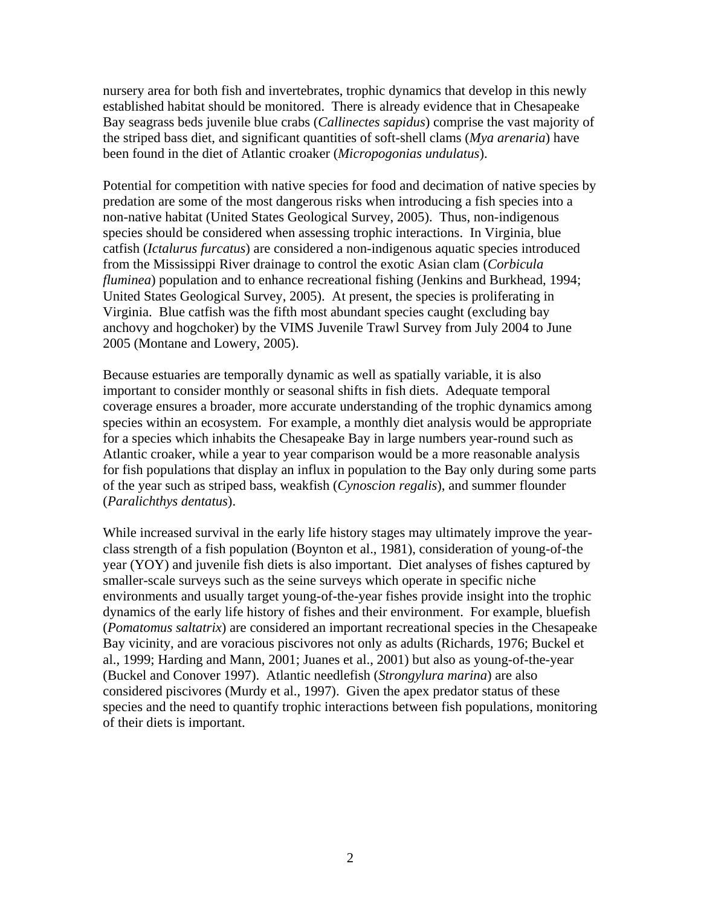nursery area for both fish and invertebrates, trophic dynamics that develop in this newly established habitat should be monitored. There is already evidence that in Chesapeake Bay seagrass beds juvenile blue crabs (*Callinectes sapidus*) comprise the vast majority of the striped bass diet, and significant quantities of soft-shell clams (*Mya arenaria*) have been found in the diet of Atlantic croaker (*Micropogonias undulatus*).

Potential for competition with native species for food and decimation of native species by predation are some of the most dangerous risks when introducing a fish species into a non-native habitat (United States Geological Survey, 2005). Thus, non-indigenous species should be considered when assessing trophic interactions. In Virginia, blue catfish (*Ictalurus furcatus*) are considered a non-indigenous aquatic species introduced from the Mississippi River drainage to control the exotic Asian clam (*Corbicula fluminea*) population and to enhance recreational fishing (Jenkins and Burkhead, 1994; United States Geological Survey, 2005). At present, the species is proliferating in Virginia. Blue catfish was the fifth most abundant species caught (excluding bay anchovy and hogchoker) by the VIMS Juvenile Trawl Survey from July 2004 to June 2005 (Montane and Lowery, 2005).

Because estuaries are temporally dynamic as well as spatially variable, it is also important to consider monthly or seasonal shifts in fish diets. Adequate temporal coverage ensures a broader, more accurate understanding of the trophic dynamics among species within an ecosystem. For example, a monthly diet analysis would be appropriate for a species which inhabits the Chesapeake Bay in large numbers year-round such as Atlantic croaker, while a year to year comparison would be a more reasonable analysis for fish populations that display an influx in population to the Bay only during some parts of the year such as striped bass, weakfish (*Cynoscion regalis*), and summer flounder (*Paralichthys dentatus*).

While increased survival in the early life history stages may ultimately improve the year-class strength of a fish population (Boynton et al., 1981), consideration of young-of-the year (YOY) and juvenile fish diets is also important. Diet analyses of fishes captured by smaller-scale surveys such as the seine surveys which operate in specific niche environments and usually target young-of-the-year fishes provide insight into the trophic dynamics of the early life history of fishes and their environment. For example, bluefish (*Pomatomus saltatrix*) are considered an important recreational species in the Chesapeake Bay vicinity, and are voracious piscivores not only as adults (Richards, 1976; Buckel et al., 1999; Harding and Mann, 2001; Juanes et al., 2001) but also as young-of-the-year (Buckel and Conover 1997). Atlantic needlefish (*Strongylura marina*) are also considered piscivores (Murdy et al., 1997). Given the apex predator status of these species and the need to quantify trophic interactions between fish populations, monitoring of their diets is important.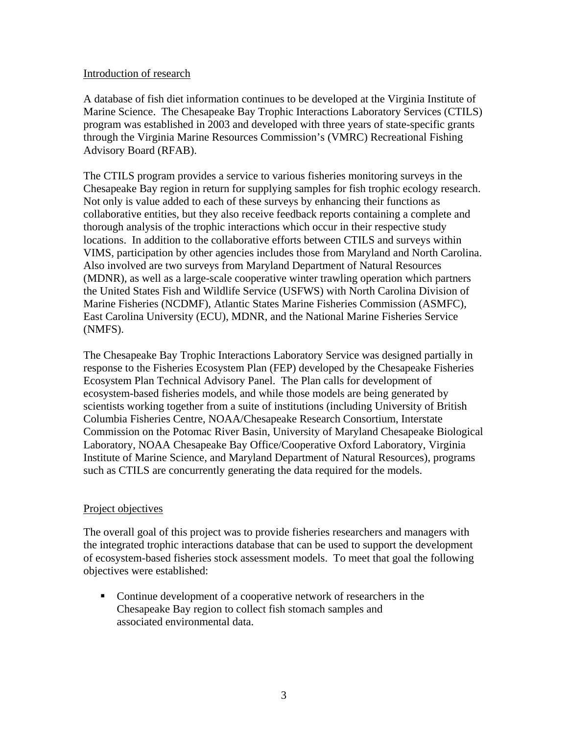## Introduction of research

A database of fish diet information continues to be developed at the Virginia Institute of Marine Science. The Chesapeake Bay Trophic Interactions Laboratory Services (CTILS) program was established in 2003 and developed with three years of state-specific grants through the Virginia Marine Resources Commission's (VMRC) Recreational Fishing Advisory Board (RFAB).

The CTILS program provides a service to various fisheries monitoring surveys in the Chesapeake Bay region in return for supplying samples for fish trophic ecology research. Not only is value added to each of these surveys by enhancing their functions as collaborative entities, but they also receive feedback reports containing a complete and thorough analysis of the trophic interactions which occur in their respective study locations. In addition to the collaborative efforts between CTILS and surveys within VIMS, participation by other agencies includes those from Maryland and North Carolina. Also involved are two surveys from Maryland Department of Natural Resources (MDNR), as well as a large-scale cooperative winter trawling operation which partners the United States Fish and Wildlife Service (USFWS) with North Carolina Division of Marine Fisheries (NCDMF), Atlantic States Marine Fisheries Commission (ASMFC), East Carolina University (ECU), MDNR, and the National Marine Fisheries Service (NMFS).

The Chesapeake Bay Trophic Interactions Laboratory Service was designed partially in response to the Fisheries Ecosystem Plan (FEP) developed by the Chesapeake Fisheries Ecosystem Plan Technical Advisory Panel. The Plan calls for development of ecosystem-based fisheries models, and while those models are being generated by scientists working together from a suite of institutions (including University of British Columbia Fisheries Centre, NOAA/Chesapeake Research Consortium, Interstate Commission on the Potomac River Basin, University of Maryland Chesapeake Biological Laboratory, NOAA Chesapeake Bay Office/Cooperative Oxford Laboratory, Virginia Institute of Marine Science, and Maryland Department of Natural Resources), programs such as CTILS are concurrently generating the data required for the models.

## Project objectives

The overall goal of this project was to provide fisheries researchers and managers with the integrated trophic interactions database that can be used to support the development of ecosystem-based fisheries stock assessment models. To meet that goal the following objectives were established:

- Continue development of a cooperative network of researchers in the Chesapeake Bay region to collect fish stomach samples and associated environmental data.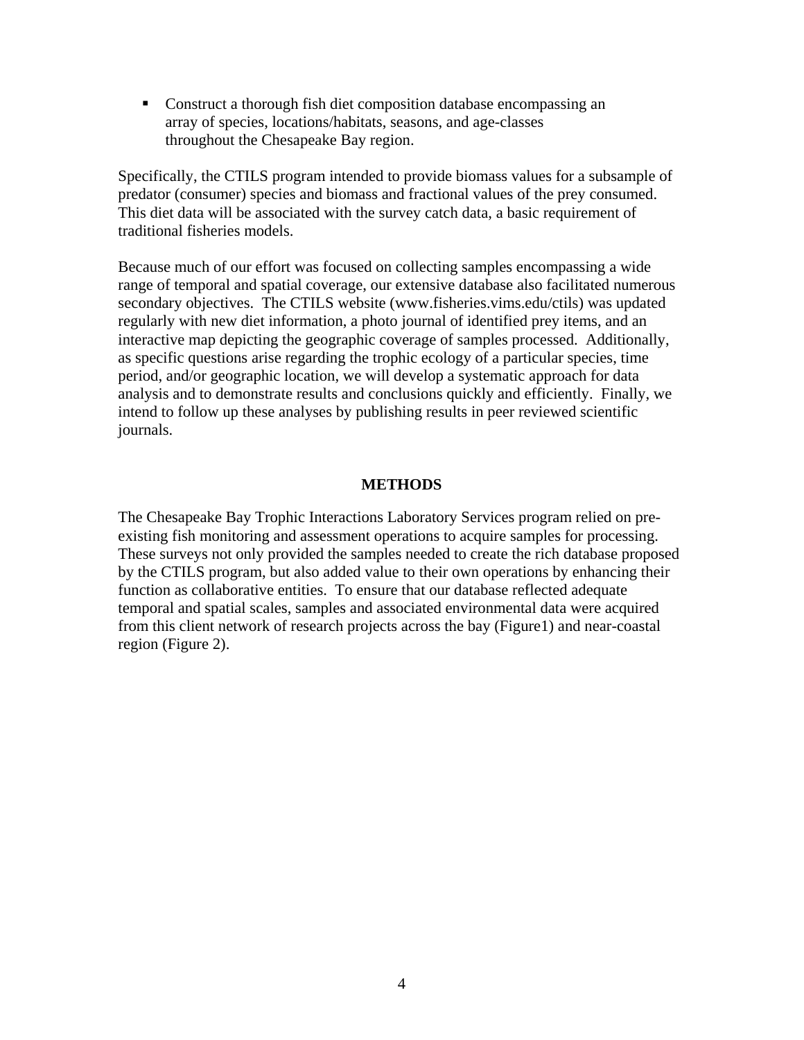- Construct a thorough fish diet composition database encompassing an array of species, locations/habitats, seasons, and age-classes throughout the Chesapeake Bay region.

Specifically, the CTILS program intended to provide biomass values for a subsample of predator (consumer) species and biomass and fractional values of the prey consumed. This diet data will be associated with the survey catch data, a basic requirement of traditional fisheries models.

Because much of our effort was focused on collecting samples encompassing a wide range of temporal and spatial coverage, our extensive database also facilitated numerous secondary objectives. The CTILS website (www.fisheries.vims.edu/ctils) was updated regularly with new diet information, a photo journal of identified prey items, and an interactive map depicting the geographic coverage of samples processed. Additionally, as specific questions arise regarding the trophic ecology of a particular species, time period, and/or geographic location, we will develop a systematic approach for data analysis and to demonstrate results and conclusions quickly and efficiently. Finally, we intend to follow up these analyses by publishing results in peer reviewed scientific journals.

## METHODS

The Chesapeake Bay Trophic Interactions Laboratory Services program relied on pre-existing fish monitoring and assessment operations to acquire samples for processing. These surveys not only provided the samples needed to create the rich database proposed by the CTILS program, but also added value to their own operations by enhancing their function as collaborative entities. To ensure that our database reflected adequate temporal and spatial scales, samples and associated environmental data were acquired from this client network of research projects across the bay (Figure1) and near-coastal region (Figure 2).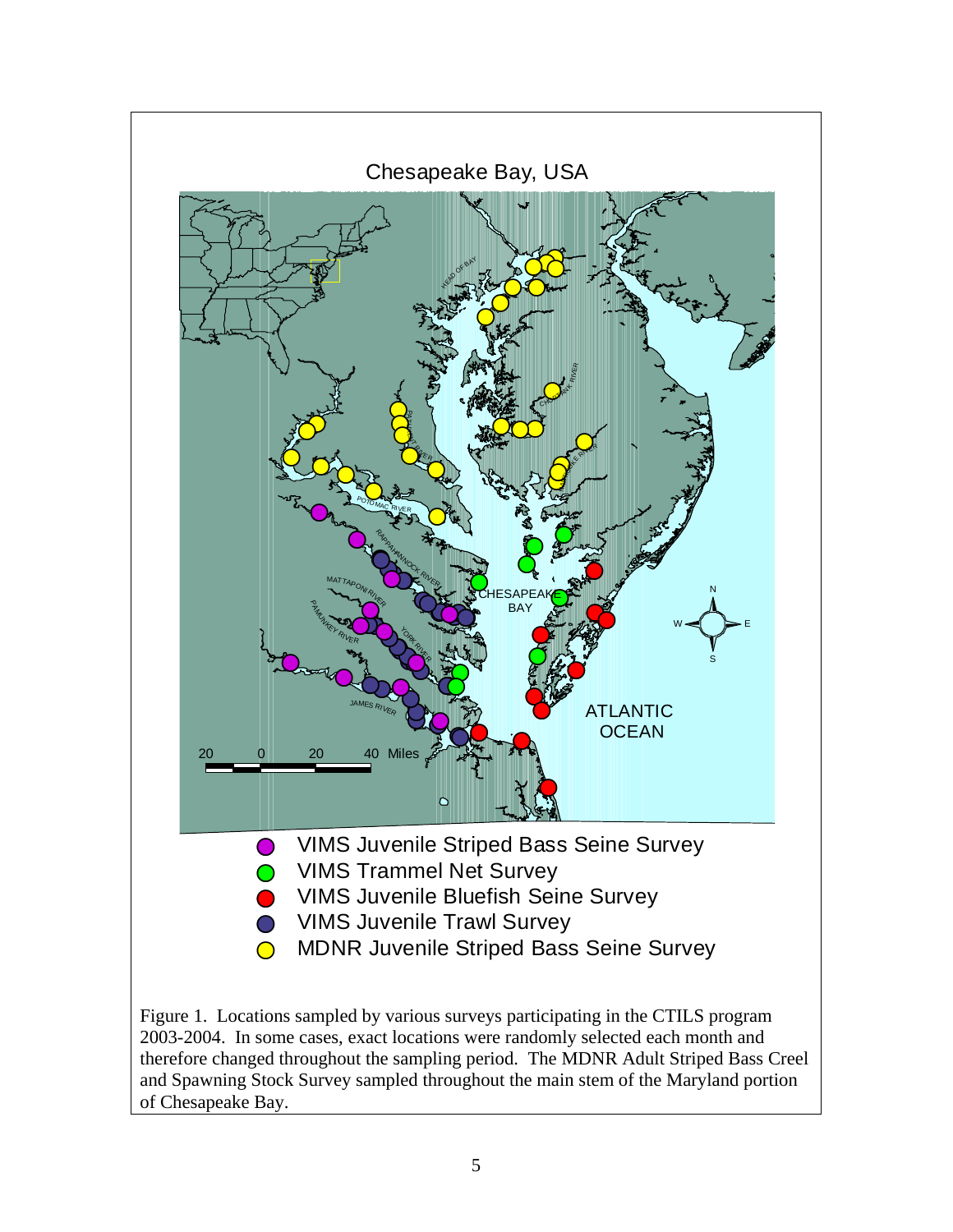Chesapeake Bay, USA

- VIMS Juvenile Striped Bass Seine Survey
- VIMS Trammel Net Survey
- VIMS Juvenile Bluefish Seine Survey
- VIMS Juvenile Trawl Survey
- MDNR Juvenile Striped Bass Seine Survey

Figure 1. Locations sampled by various surveys participating in the CTILS program 2003-2004. In some cases, exact locations were randomly selected each month and therefore changed throughout the sampling period. The MDNR Adult Striped Bass Creel and Spawning Stock Survey sampled throughout the main stem of the Maryland portion of Chesapeake Bay.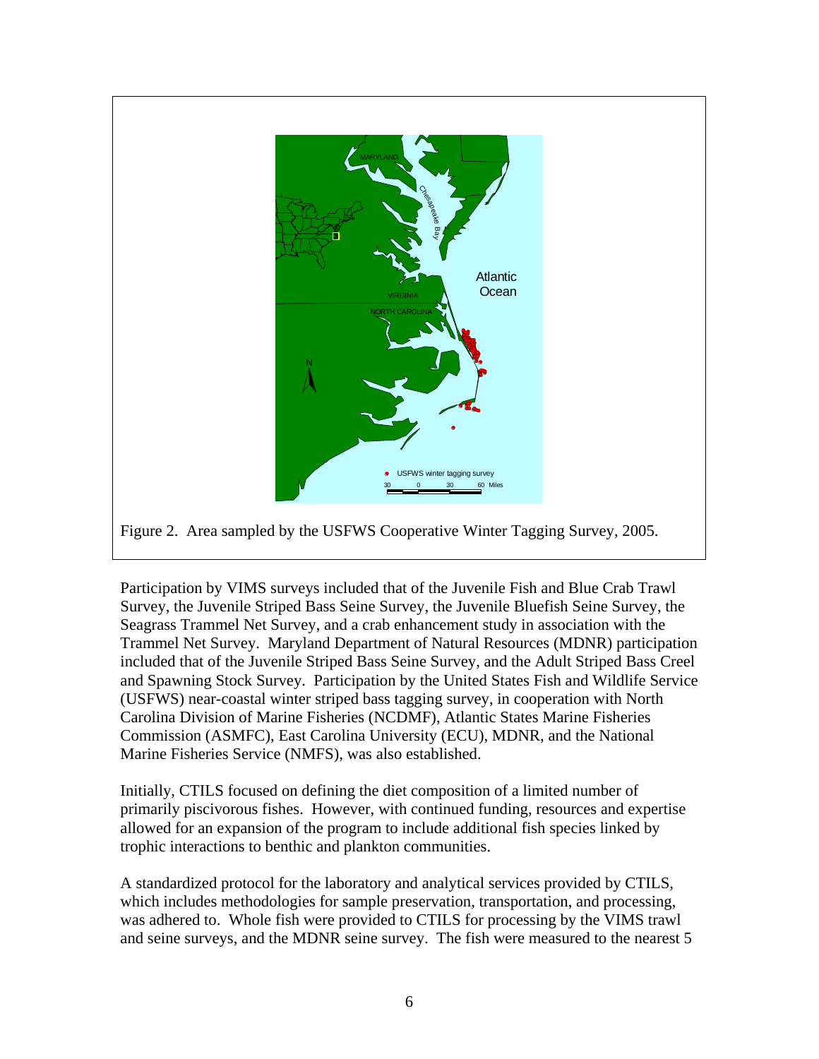Figure 2. Area sampled by the USFWS Cooperative Winter Tagging Survey, 2005.

Participation by VIMS surveys included that of the Juvenile Fish and Blue Crab Trawl Survey, the Juvenile Striped Bass Seine Survey, the Juvenile Bluefish Seine Survey, the Seagrass Trammel Net Survey, and a crab enhancement study in association with the Trammel Net Survey. Maryland Department of Natural Resources (MDNR) participation included that of the Juvenile Striped Bass Seine Survey, and the Adult Striped Bass Creel and Spawning Stock Survey. Participation by the United States Fish and Wildlife Service (USFWS) near-coastal winter striped bass tagging survey, in cooperation with North Carolina Division of Marine Fisheries (NCDMF), Atlantic States Marine Fisheries Commission (ASMFC), East Carolina University (ECU), MDNR, and the National Marine Fisheries Service (NMFS), was also established.

Initially, CTILS focused on defining the diet composition of a limited number of primarily piscivorous fishes. However, with continued funding, resources and expertise allowed for an expansion of the program to include additional fish species linked by trophic interactions to benthic and plankton communities.

A standardized protocol for the laboratory and analytical services provided by CTILS, which includes methodologies for sample preservation, transportation, and processing, was adhered to. Whole fish were provided to CTILS for processing by the VIMS trawl and seine surveys, and the MDNR seine survey. The fish were measured to the nearest 5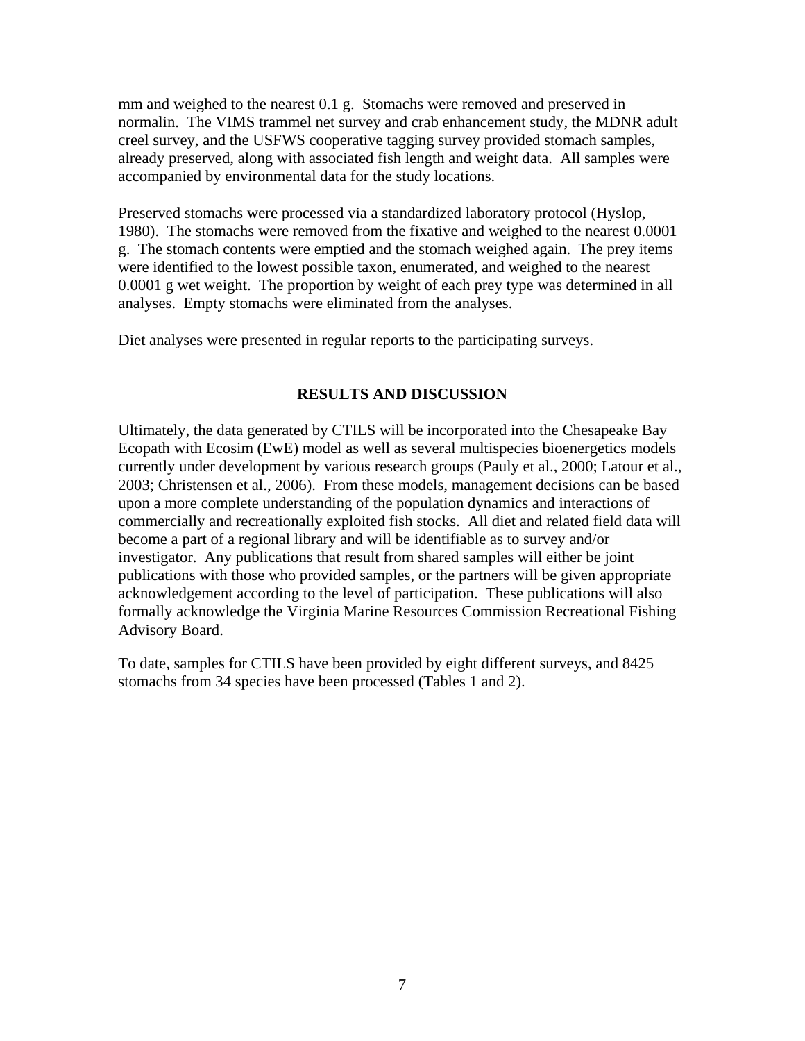mm and weighed to the nearest 0.1 g. Stomachs were removed and preserved in normalin. The VIMS trammel net survey and crab enhancement study, the MDNR adult creel survey, and the USFWS cooperative tagging survey provided stomach samples, already preserved, along with associated fish length and weight data. All samples were accompanied by environmental data for the study locations.

Preserved stomachs were processed via a standardized laboratory protocol (Hyslop, 1980). The stomachs were removed from the fixative and weighed to the nearest 0.0001 g. The stomach contents were emptied and the stomach weighed again. The prey items were identified to the lowest possible taxon, enumerated, and weighed to the nearest 0.0001 g wet weight. The proportion by weight of each prey type was determined in all analyses. Empty stomachs were eliminated from the analyses.

Diet analyses were presented in regular reports to the participating surveys.

## RESULTS AND DISCUSSION

Ultimately, the data generated by CTILS will be incorporated into the Chesapeake Bay Ecopath with Ecosim (EwE) model as well as several multispecies bioenergetics models currently under development by various research groups (Pauly et al., 2000; Latour et al., 2003; Christensen et al., 2006). From these models, management decisions can be based upon a more complete understanding of the population dynamics and interactions of commercially and recreationally exploited fish stocks. All diet and related field data will become a part of a regional library and will be identifiable as to survey and/or investigator. Any publications that result from shared samples will either be joint publications with those who provided samples, or the partners will be given appropriate acknowledgement according to the level of participation. These publications will also formally acknowledge the Virginia Marine Resources Commission Recreational Fishing Advisory Board.

To date, samples for CTILS have been provided by eight different surveys, and 8425 stomachs from 34 species have been processed (Tables 1 and 2).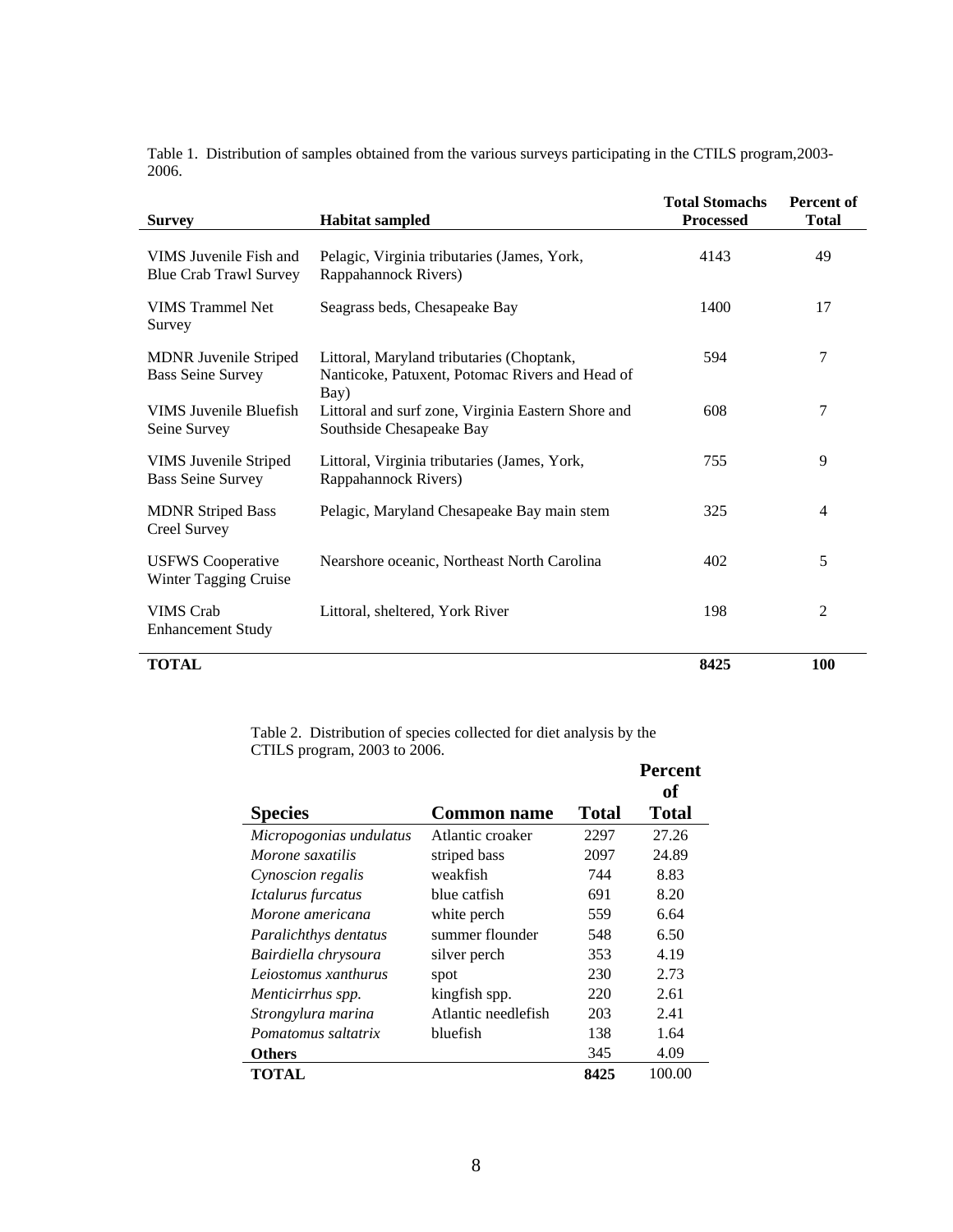Table 1. Distribution of samples obtained from the various surveys participating in the CTILS program,2003-2006.

| Survey | Habitat sampled | Total Stomachs Processed | Percent of Total |
| --- | --- | --- | --- |
| VIMS Juvenile Fish and Blue Crab Trawl Survey | Pelagic, Virginia tributaries (James, York, Rappahannock Rivers) | 4143 | 49 |
| VIMS Trammel Net Survey | Seagrass beds, Chesapeake Bay | 1400 | 17 |
| MDNR Juvenile Striped Bass Seine Survey | Littoral, Maryland tributaries (Choptank, Nanticoke, Patuxent, Potomac Rivers and Head of Bay) | 594 | 7 |
| VIMS Juvenile Bluefish Seine Survey | Littoral and surf zone, Virginia Eastern Shore and Southside Chesapeake Bay | 608 | 7 |
| VIMS Juvenile Striped Bass Seine Survey | Littoral, Virginia tributaries (James, York, Rappahannock Rivers) | 755 | 9 |
| MDNR Striped Bass Creel Survey | Pelagic, Maryland Chesapeake Bay main stem | 325 | 4 |
| USFWS Cooperative Winter Tagging Cruise | Nearshore oceanic, Northeast North Carolina | 402 | 5 |
| VIMS Crab Enhancement Study | Littoral, sheltered, York River | 198 | 2 |
| **TOTAL** | | **8425** | **100** |

Table 2. Distribution of species collected for diet analysis by the CTILS program, 2003 to 2006.

| Species | Common name | Total | Percent of Total |
| --- | --- | --- | --- |
| *Micropogonias undulatus* | Atlantic croaker | 2297 | 27.26 |
| *Morone saxatilis* | striped bass | 2097 | 24.89 |
| *Cynoscion regalis* | weakfish | 744 | 8.83 |
| *Ictalurus furcatus* | blue catfish | 691 | 8.20 |
| *Morone americana* | white perch | 559 | 6.64 |
| *Paralichthys dentatus* | summer flounder | 548 | 6.50 |
| *Bairdiella chrysoura* | silver perch | 353 | 4.19 |
| *Leiostomus xanthurus* | spot | 230 | 2.73 |
| *Menticirrhus spp.* | kingfish spp. | 220 | 2.61 |
| *Strongylura marina* | Atlantic needlefish | 203 | 2.41 |
| *Pomatomus saltatrix* | bluefish | 138 | 1.64 |
| **Others** | | 345 | 4.09 |
| **TOTAL** | | **8425** | 100.00 |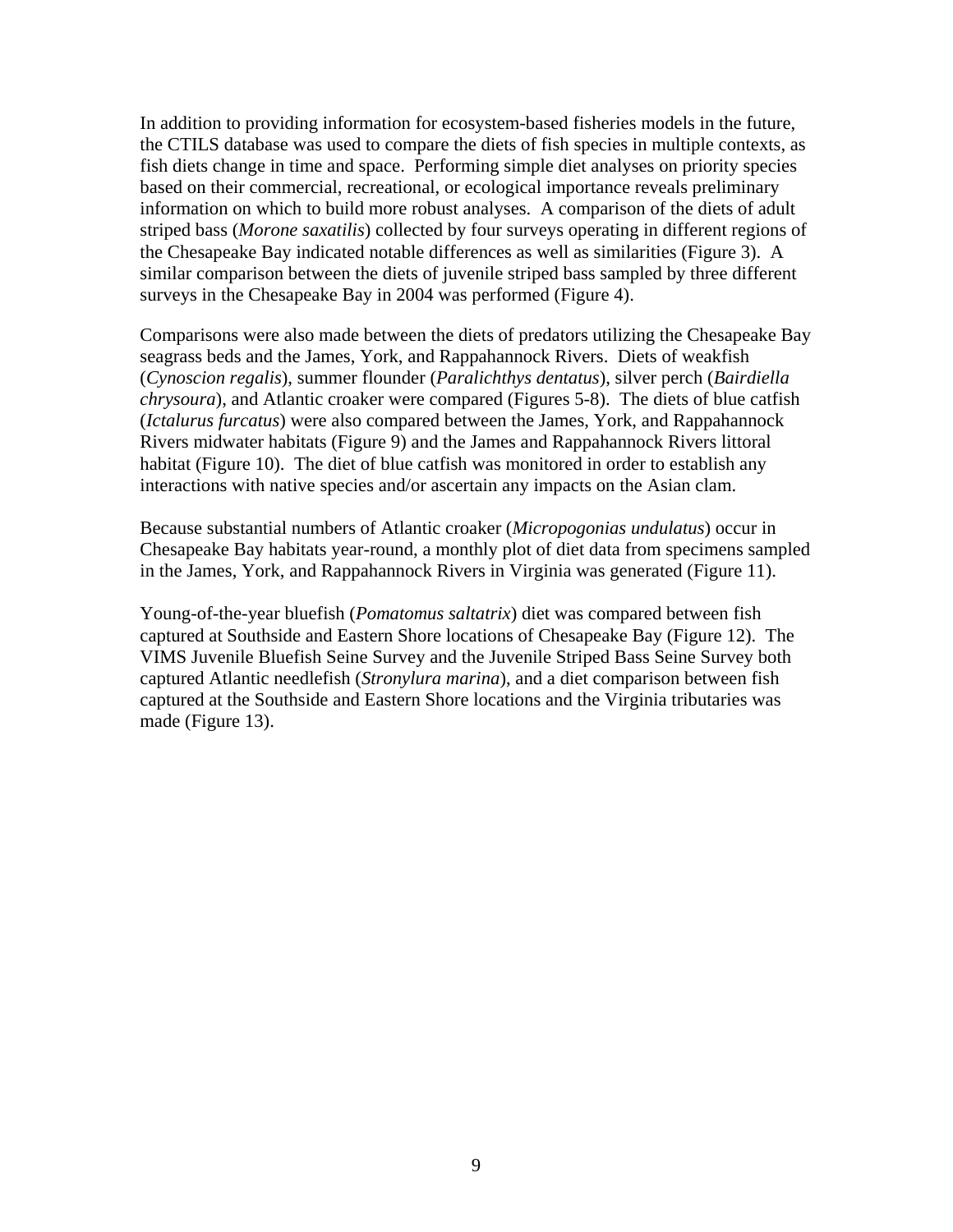In addition to providing information for ecosystem-based fisheries models in the future, the CTILS database was used to compare the diets of fish species in multiple contexts, as fish diets change in time and space. Performing simple diet analyses on priority species based on their commercial, recreational, or ecological importance reveals preliminary information on which to build more robust analyses. A comparison of the diets of adult striped bass (*Morone saxatilis*) collected by four surveys operating in different regions of the Chesapeake Bay indicated notable differences as well as similarities (Figure 3). A similar comparison between the diets of juvenile striped bass sampled by three different surveys in the Chesapeake Bay in 2004 was performed (Figure 4).

Comparisons were also made between the diets of predators utilizing the Chesapeake Bay seagrass beds and the James, York, and Rappahannock Rivers. Diets of weakfish (*Cynoscion regalis*), summer flounder (*Paralichthys dentatus*), silver perch (*Bairdiella chrysoura*), and Atlantic croaker were compared (Figures 5-8). The diets of blue catfish (*Ictalurus furcatus*) were also compared between the James, York, and Rappahannock Rivers midwater habitats (Figure 9) and the James and Rappahannock Rivers littoral habitat (Figure 10). The diet of blue catfish was monitored in order to establish any interactions with native species and/or ascertain any impacts on the Asian clam.

Because substantial numbers of Atlantic croaker (*Micropogonias undulatus*) occur in Chesapeake Bay habitats year-round, a monthly plot of diet data from specimens sampled in the James, York, and Rappahannock Rivers in Virginia was generated (Figure 11).

Young-of-the-year bluefish (*Pomatomus saltatrix*) diet was compared between fish captured at Southside and Eastern Shore locations of Chesapeake Bay (Figure 12). The VIMS Juvenile Bluefish Seine Survey and the Juvenile Striped Bass Seine Survey both captured Atlantic needlefish (*Stronylura marina*), and a diet comparison between fish captured at the Southside and Eastern Shore locations and the Virginia tributaries was made (Figure 13).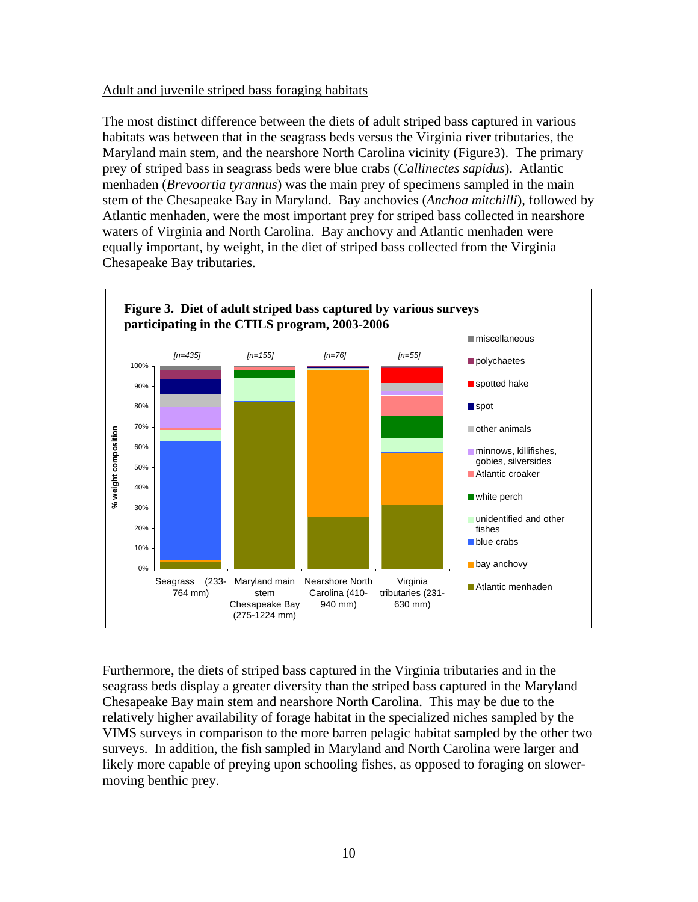Adult and juvenile striped bass foraging habitats

The most distinct difference between the diets of adult striped bass captured in various habitats was between that in the seagrass beds versus the Virginia river tributaries, the Maryland main stem, and the nearshore North Carolina vicinity (Figure3). The primary prey of striped bass in seagrass beds were blue crabs (*Callinectes sapidus*). Atlantic menhaden (*Brevoortia tyrannus*) was the main prey of specimens sampled in the main stem of the Chesapeake Bay in Maryland. Bay anchovies (*Anchoa mitchilli*), followed by Atlantic menhaden, were the most important prey for striped bass collected in nearshore waters of Virginia and North Carolina. Bay anchovy and Atlantic menhaden were equally important, by weight, in the diet of striped bass collected from the Virginia Chesapeake Bay tributaries.

**Figure 3. Diet of adult striped bass captured by various surveys participating in the CTILS program, 2003-2006**

Furthermore, the diets of striped bass captured in the Virginia tributaries and in the seagrass beds display a greater diversity than the striped bass captured in the Maryland Chesapeake Bay main stem and nearshore North Carolina. This may be due to the relatively higher availability of forage habitat in the specialized niches sampled by the VIMS surveys in comparison to the more barren pelagic habitat sampled by the other two surveys. In addition, the fish sampled in Maryland and North Carolina were larger and likely more capable of preying upon schooling fishes, as opposed to foraging on slower-moving benthic prey.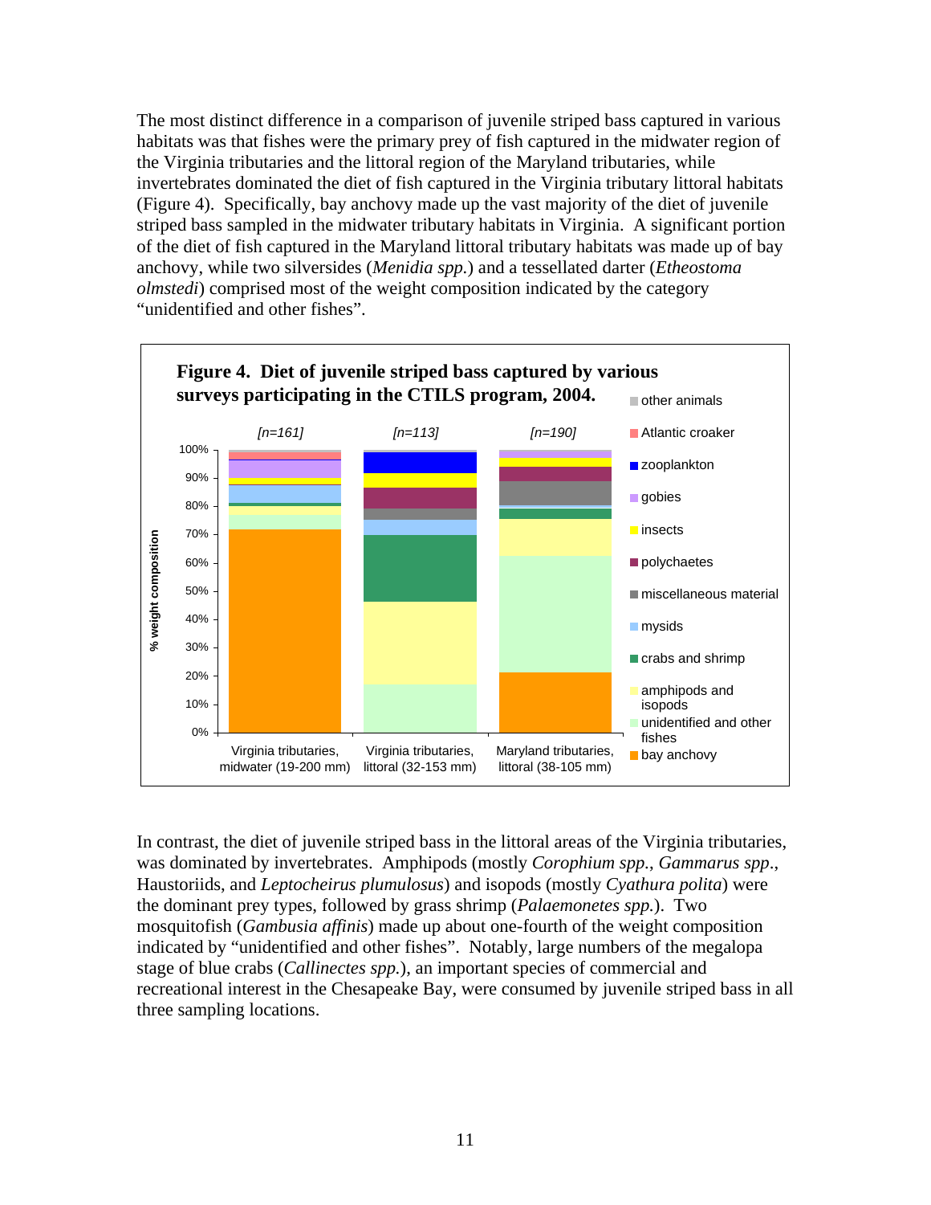The most distinct difference in a comparison of juvenile striped bass captured in various habitats was that fishes were the primary prey of fish captured in the midwater region of the Virginia tributaries and the littoral region of the Maryland tributaries, while invertebrates dominated the diet of fish captured in the Virginia tributary littoral habitats (Figure 4). Specifically, bay anchovy made up the vast majority of the diet of juvenile striped bass sampled in the midwater tributary habitats in Virginia. A significant portion of the diet of fish captured in the Maryland littoral tributary habitats was made up of bay anchovy, while two silversides (*Menidia spp.*) and a tessellated darter (*Etheostoma olmstedi*) comprised most of the weight composition indicated by the category "unidentified and other fishes".

**Figure 4. Diet of juvenile striped bass captured by various surveys participating in the CTILS program, 2004.**

In contrast, the diet of juvenile striped bass in the littoral areas of the Virginia tributaries, was dominated by invertebrates. Amphipods (mostly *Corophium spp.*, *Gammarus spp.*, Haustoriids, and *Leptocheirus plumulosus*) and isopods (mostly *Cyathura polita*) were the dominant prey types, followed by grass shrimp (*Palaemonetes spp.*). Two mosquitofish (*Gambusia affinis*) made up about one-fourth of the weight composition indicated by "unidentified and other fishes". Notably, large numbers of the megalopa stage of blue crabs (*Callinectes spp.*), an important species of commercial and recreational interest in the Chesapeake Bay, were consumed by juvenile striped bass in all three sampling locations.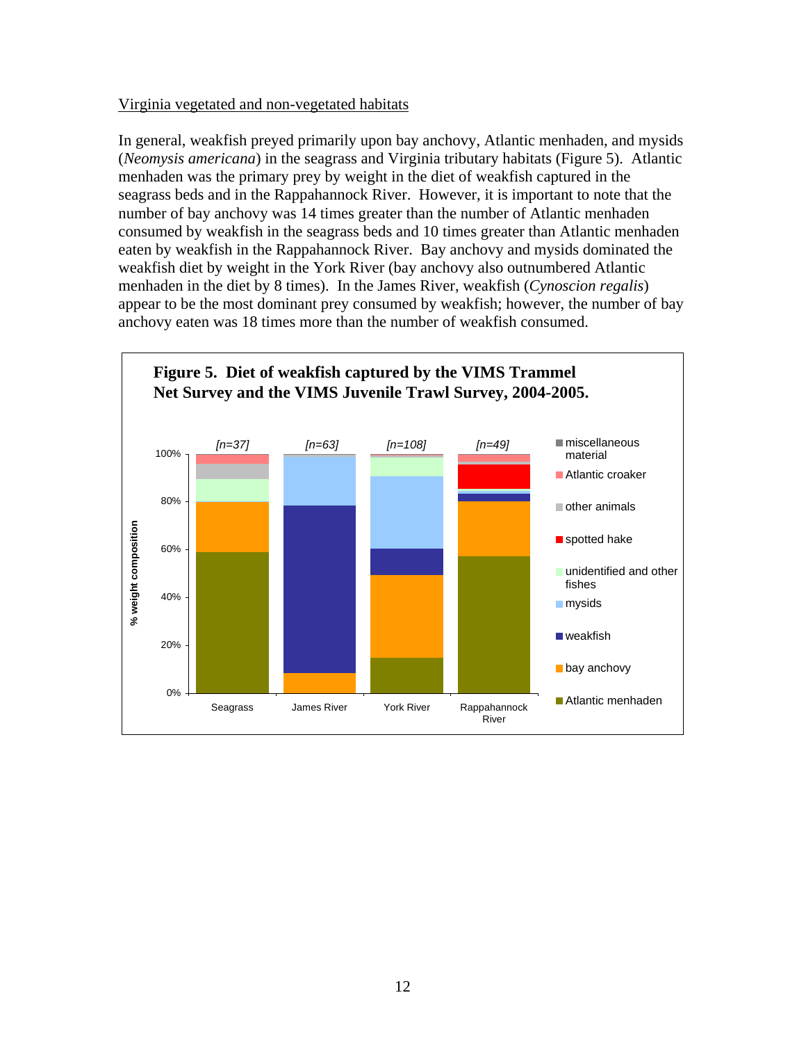Virginia vegetated and non-vegetated habitats

In general, weakfish preyed primarily upon bay anchovy, Atlantic menhaden, and mysids (*Neomysis americana*) in the seagrass and Virginia tributary habitats (Figure 5). Atlantic menhaden was the primary prey by weight in the diet of weakfish captured in the seagrass beds and in the Rappahannock River. However, it is important to note that the number of bay anchovy was 14 times greater than the number of Atlantic menhaden consumed by weakfish in the seagrass beds and 10 times greater than Atlantic menhaden eaten by weakfish in the Rappahannock River. Bay anchovy and mysids dominated the weakfish diet by weight in the York River (bay anchovy also outnumbered Atlantic menhaden in the diet by 8 times). In the James River, weakfish (*Cynoscion regalis*) appear to be the most dominant prey consumed by weakfish; however, the number of bay anchovy eaten was 18 times more than the number of weakfish consumed.

**Figure 5. Diet of weakfish captured by the VIMS Trammel Net Survey and the VIMS Juvenile Trawl Survey, 2004-2005.**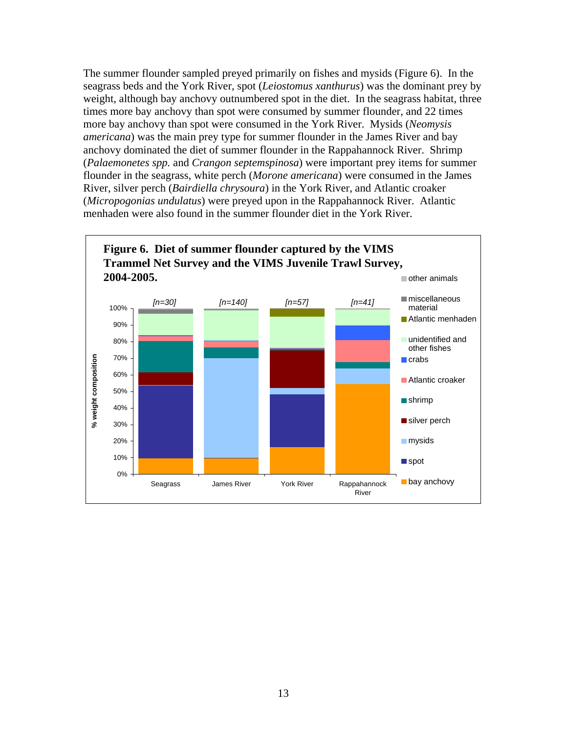The summer flounder sampled preyed primarily on fishes and mysids (Figure 6). In the seagrass beds and the York River, spot (*Leiostomus xanthurus*) was the dominant prey by weight, although bay anchovy outnumbered spot in the diet. In the seagrass habitat, three times more bay anchovy than spot were consumed by summer flounder, and 22 times more bay anchovy than spot were consumed in the York River. Mysids (*Neomysis americana*) was the main prey type for summer flounder in the James River and bay anchovy dominated the diet of summer flounder in the Rappahannock River. Shrimp (*Palaemonetes spp.* and *Crangon septemspinosa*) were important prey items for summer flounder in the seagrass, white perch (*Morone americana*) were consumed in the James River, silver perch (*Bairdiella chrysoura*) in the York River, and Atlantic croaker (*Micropogonias undulatus*) were preyed upon in the Rappahannock River. Atlantic menhaden were also found in the summer flounder diet in the York River.

**Figure 6. Diet of summer flounder captured by the VIMS Trammel Net Survey and the VIMS Juvenile Trawl Survey, 2004-2005.**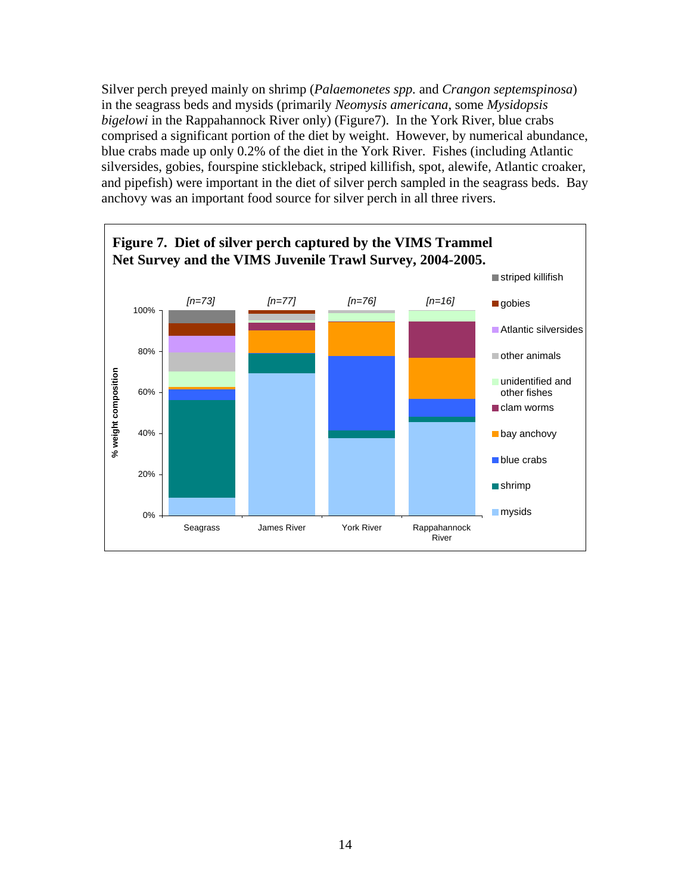Silver perch preyed mainly on shrimp (*Palaemonetes spp.* and *Crangon septemspinosa*) in the seagrass beds and mysids (primarily *Neomysis americana*, some *Mysidopsis bigelowi* in the Rappahannock River only) (Figure7). In the York River, blue crabs comprised a significant portion of the diet by weight. However, by numerical abundance, blue crabs made up only 0.2% of the diet in the York River. Fishes (including Atlantic silversides, gobies, fourspine stickleback, striped killifish, spot, alewife, Atlantic croaker, and pipefish) were important in the diet of silver perch sampled in the seagrass beds. Bay anchovy was an important food source for silver perch in all three rivers.

**Figure 7. Diet of silver perch captured by the VIMS Trammel Net Survey and the VIMS Juvenile Trawl Survey, 2004-2005.**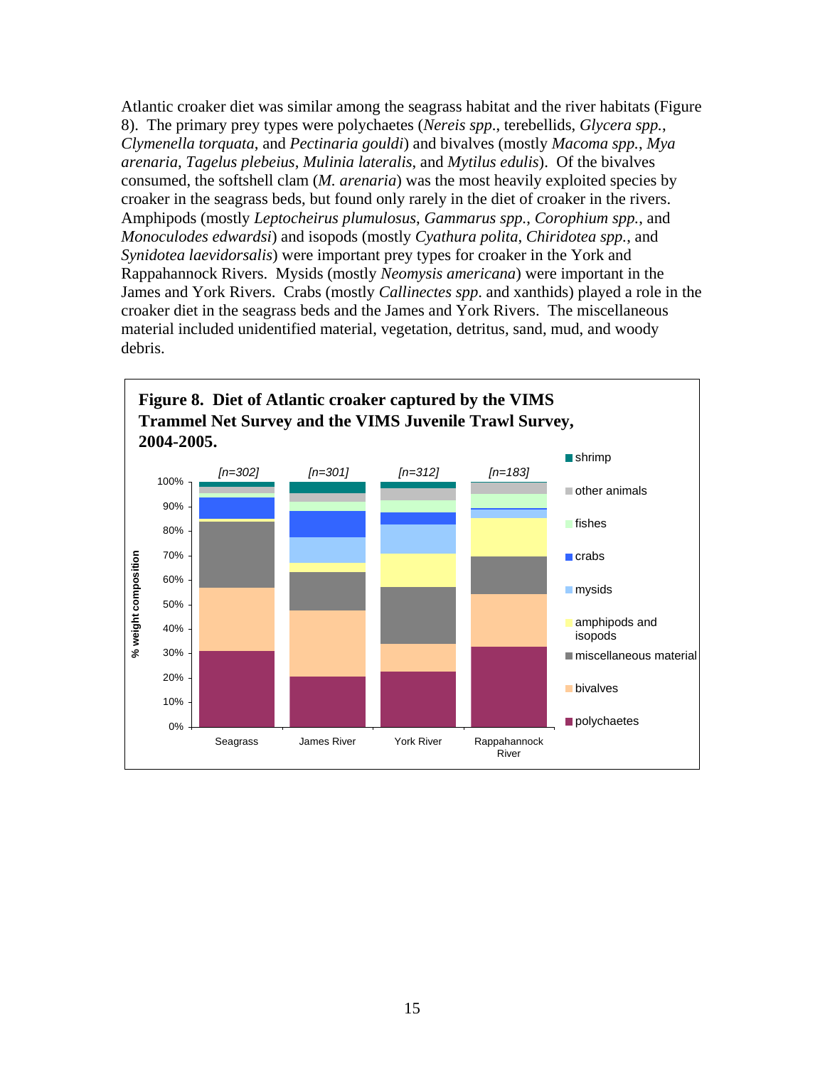Atlantic croaker diet was similar among the seagrass habitat and the river habitats (Figure 8). The primary prey types were polychaetes (*Nereis spp*., terebellids, *Glycera spp.*, *Clymenella torquata*, and *Pectinaria gouldi*) and bivalves (mostly *Macoma spp.*, *Mya arenaria*, *Tagelus plebeius*, *Mulinia lateralis*, and *Mytilus edulis*). Of the bivalves consumed, the softshell clam (*M. arenaria*) was the most heavily exploited species by croaker in the seagrass beds, but found only rarely in the diet of croaker in the rivers. Amphipods (mostly *Leptocheirus plumulosus*, *Gammarus spp.*, *Corophium spp.*, and *Monoculodes edwardsi*) and isopods (mostly *Cyathura polita*, *Chiridotea spp.*, and *Synidotea laevidorsalis*) were important prey types for croaker in the York and Rappahannock Rivers. Mysids (mostly *Neomysis americana*) were important in the James and York Rivers. Crabs (mostly *Callinectes spp.* and xanthids) played a role in the croaker diet in the seagrass beds and the James and York Rivers. The miscellaneous material included unidentified material, vegetation, detritus, sand, mud, and woody debris.

**Figure 8. Diet of Atlantic croaker captured by the VIMS Trammel Net Survey and the VIMS Juvenile Trawl Survey, 2004-2005.**

Seagrass [n=302]; James River [n=301]; York River [n=312]; Rappahannock River [n=183]

Y-axis: % weight composition (0%–100%)

Legend: shrimp; other animals; fishes; crabs; mysids; amphipods and isopods; miscellaneous material; bivalves; polychaetes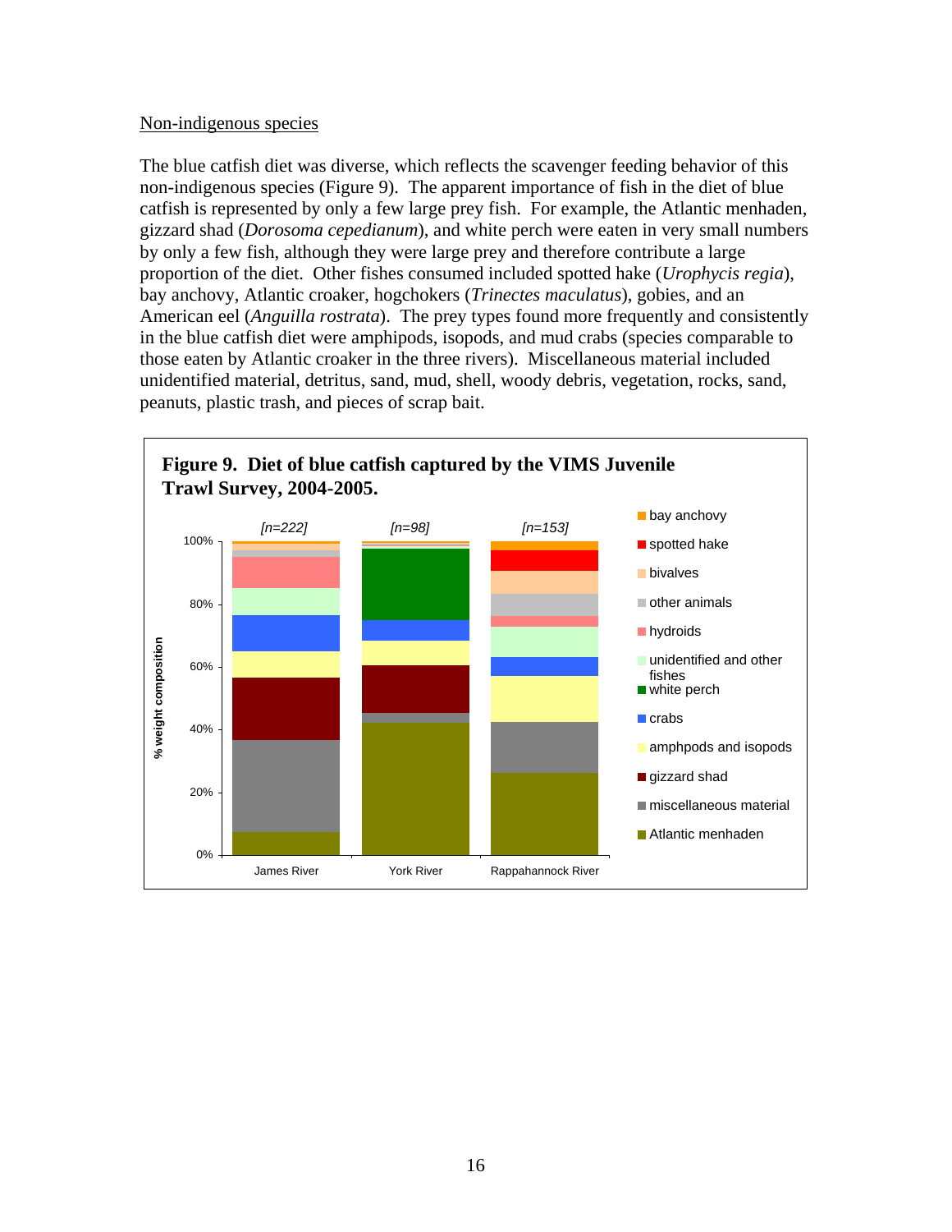Non-indigenous species

The blue catfish diet was diverse, which reflects the scavenger feeding behavior of this non-indigenous species (Figure 9). The apparent importance of fish in the diet of blue catfish is represented by only a few large prey fish. For example, the Atlantic menhaden, gizzard shad (*Dorosoma cepedianum*), and white perch were eaten in very small numbers by only a few fish, although they were large prey and therefore contribute a large proportion of the diet. Other fishes consumed included spotted hake (*Urophycis regia*), bay anchovy, Atlantic croaker, hogchokers (*Trinectes maculatus*), gobies, and an American eel (*Anguilla rostrata*). The prey types found more frequently and consistently in the blue catfish diet were amphipods, isopods, and mud crabs (species comparable to those eaten by Atlantic croaker in the three rivers). Miscellaneous material included unidentified material, detritus, sand, mud, shell, woody debris, vegetation, rocks, sand, peanuts, plastic trash, and pieces of scrap bait.

**Figure 9. Diet of blue catfish captured by the VIMS Juvenile Trawl Survey, 2004-2005.**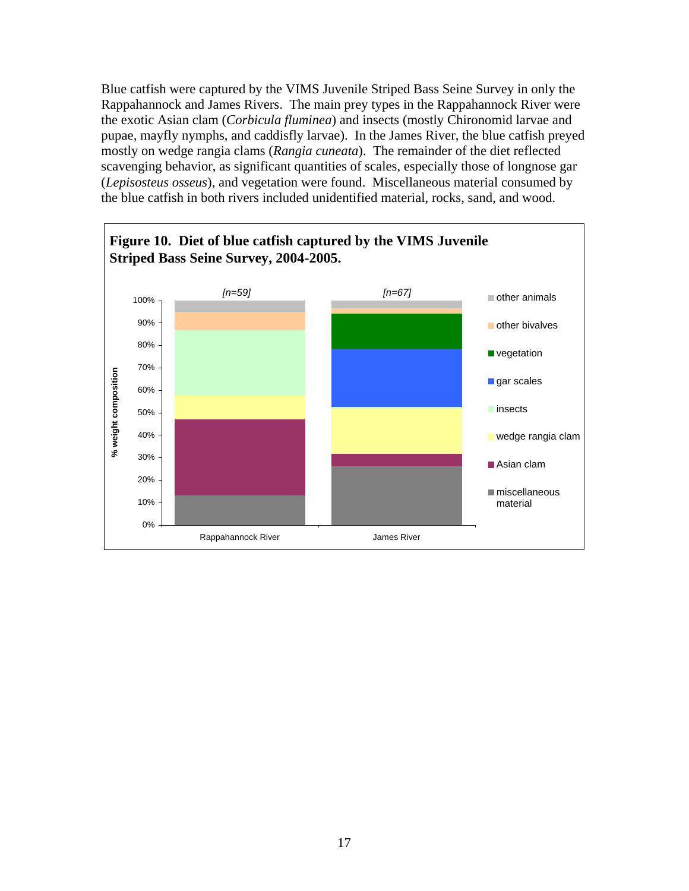Blue catfish were captured by the VIMS Juvenile Striped Bass Seine Survey in only the Rappahannock and James Rivers. The main prey types in the Rappahannock River were the exotic Asian clam (*Corbicula fluminea*) and insects (mostly Chironomid larvae and pupae, mayfly nymphs, and caddisfly larvae). In the James River, the blue catfish preyed mostly on wedge rangia clams (*Rangia cuneata*). The remainder of the diet reflected scavenging behavior, as significant quantities of scales, especially those of longnose gar (*Lepisosteus osseus*), and vegetation were found. Miscellaneous material consumed by the blue catfish in both rivers included unidentified material, rocks, sand, and wood.

**Figure 10. Diet of blue catfish captured by the VIMS Juvenile Striped Bass Seine Survey, 2004-2005.**

[n=59] [n=67]

% weight composition

Rappahannock River | James River

other animals, other bivalves, vegetation, gar scales, insects, wedge rangia clam, Asian clam, miscellaneous material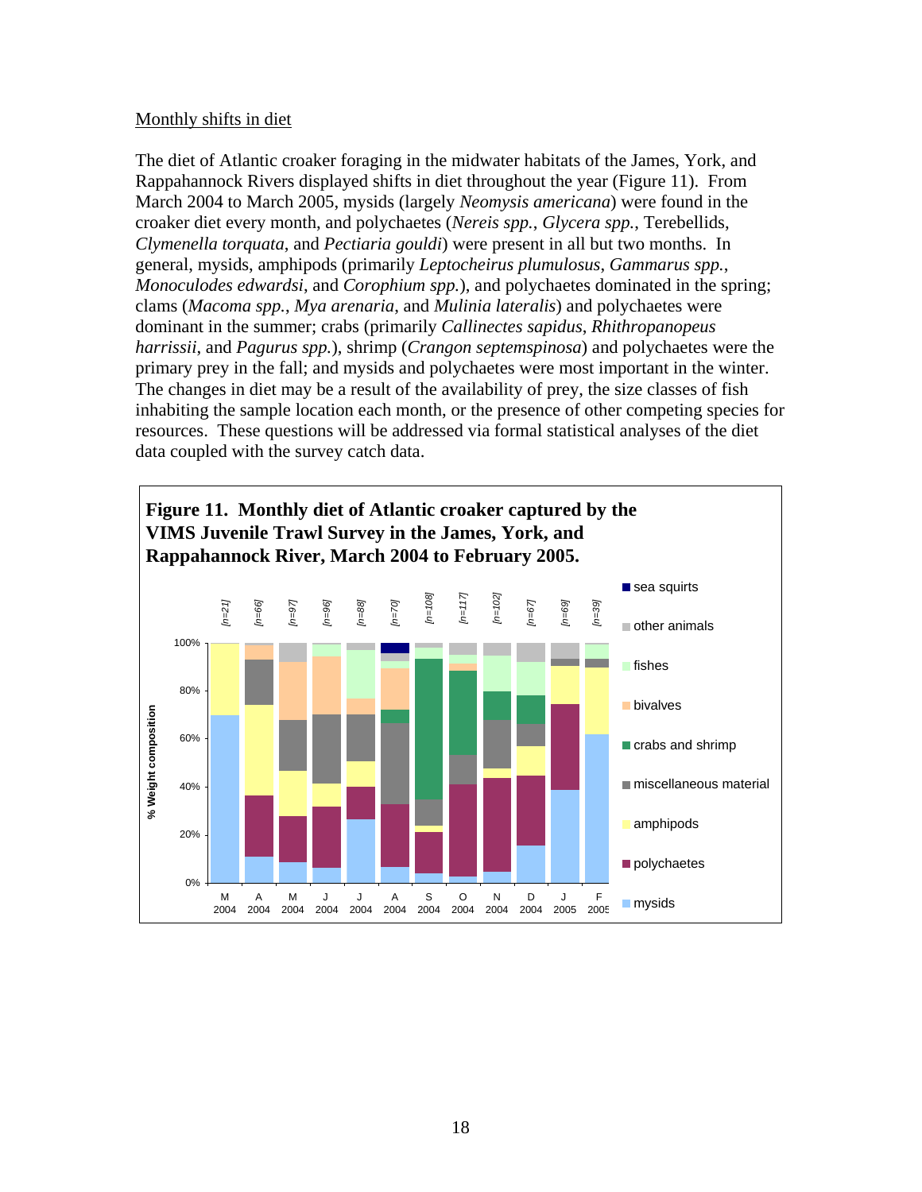Monthly shifts in diet

The diet of Atlantic croaker foraging in the midwater habitats of the James, York, and Rappahannock Rivers displayed shifts in diet throughout the year (Figure 11). From March 2004 to March 2005, mysids (largely *Neomysis americana*) were found in the croaker diet every month, and polychaetes (*Nereis spp.*, *Glycera spp.*, Terebellids, *Clymenella torquata*, and *Pectiaria gouldi*) were present in all but two months. In general, mysids, amphipods (primarily *Leptocheirus plumulosus*, *Gammarus spp.*, *Monoculodes edwardsi*, and *Corophium spp.*), and polychaetes dominated in the spring; clams (*Macoma spp.*, *Mya arenaria*, and *Mulinia lateralis*) and polychaetes were dominant in the summer; crabs (primarily *Callinectes sapidus*, *Rhithropanopeus harrissii*, and *Pagurus spp.*), shrimp (*Crangon septemspinosa*) and polychaetes were the primary prey in the fall; and mysids and polychaetes were most important in the winter. The changes in diet may be a result of the availability of prey, the size classes of fish inhabiting the sample location each month, or the presence of other competing species for resources. These questions will be addressed via formal statistical analyses of the diet data coupled with the survey catch data.

**Figure 11. Monthly diet of Atlantic croaker captured by the VIMS Juvenile Trawl Survey in the James, York, and Rappahannock River, March 2004 to February 2005.**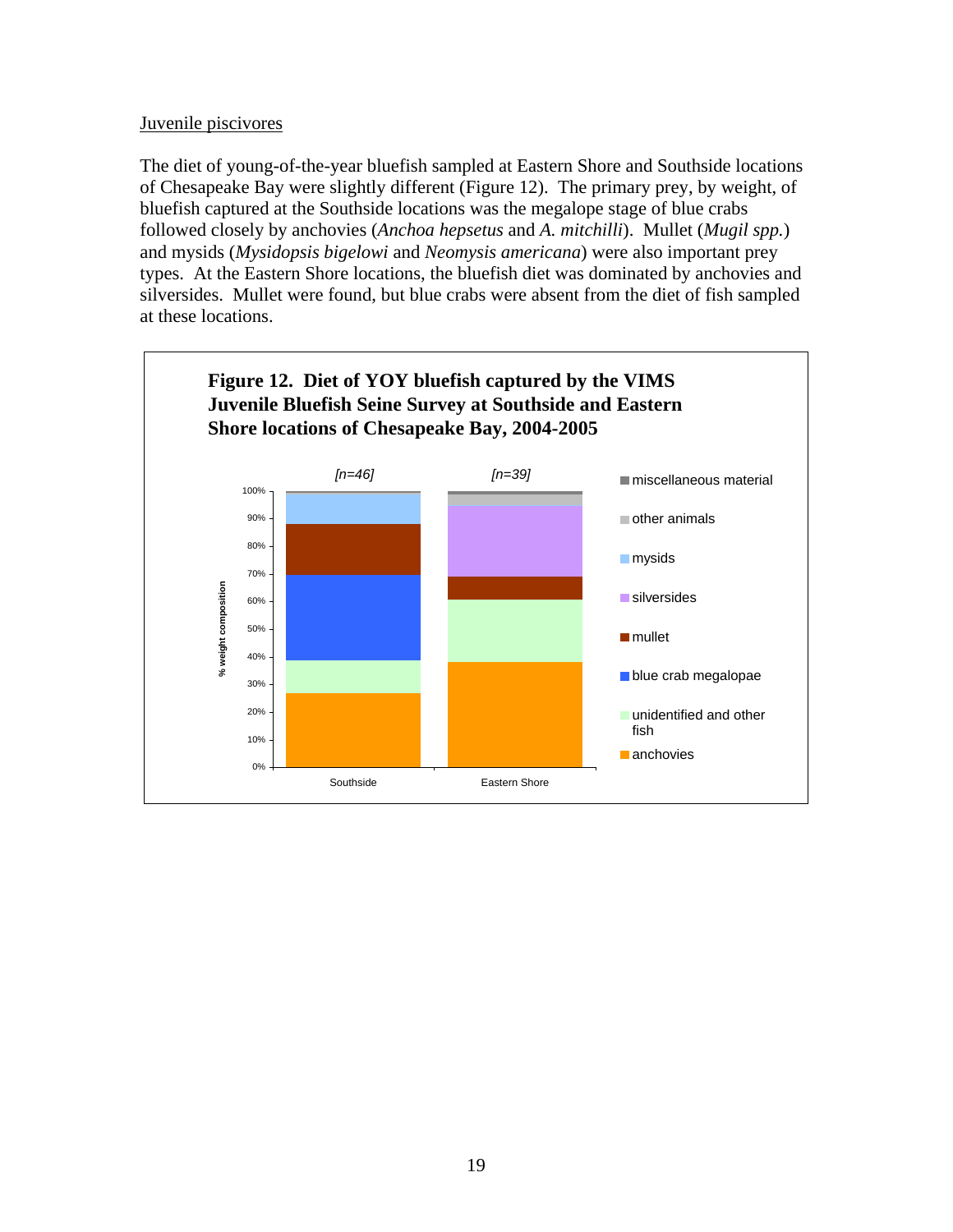Juvenile piscivores

The diet of young-of-the-year bluefish sampled at Eastern Shore and Southside locations of Chesapeake Bay were slightly different (Figure 12). The primary prey, by weight, of bluefish captured at the Southside locations was the megalope stage of blue crabs followed closely by anchovies (*Anchoa hepsetus* and *A. mitchilli*). Mullet (*Mugil spp.*) and mysids (*Mysidopsis bigelowi* and *Neomysis americana*) were also important prey types. At the Eastern Shore locations, the bluefish diet was dominated by anchovies and silversides. Mullet were found, but blue crabs were absent from the diet of fish sampled at these locations.

**Figure 12. Diet of YOY bluefish captured by the VIMS Juvenile Bluefish Seine Survey at Southside and Eastern Shore locations of Chesapeake Bay, 2004-2005**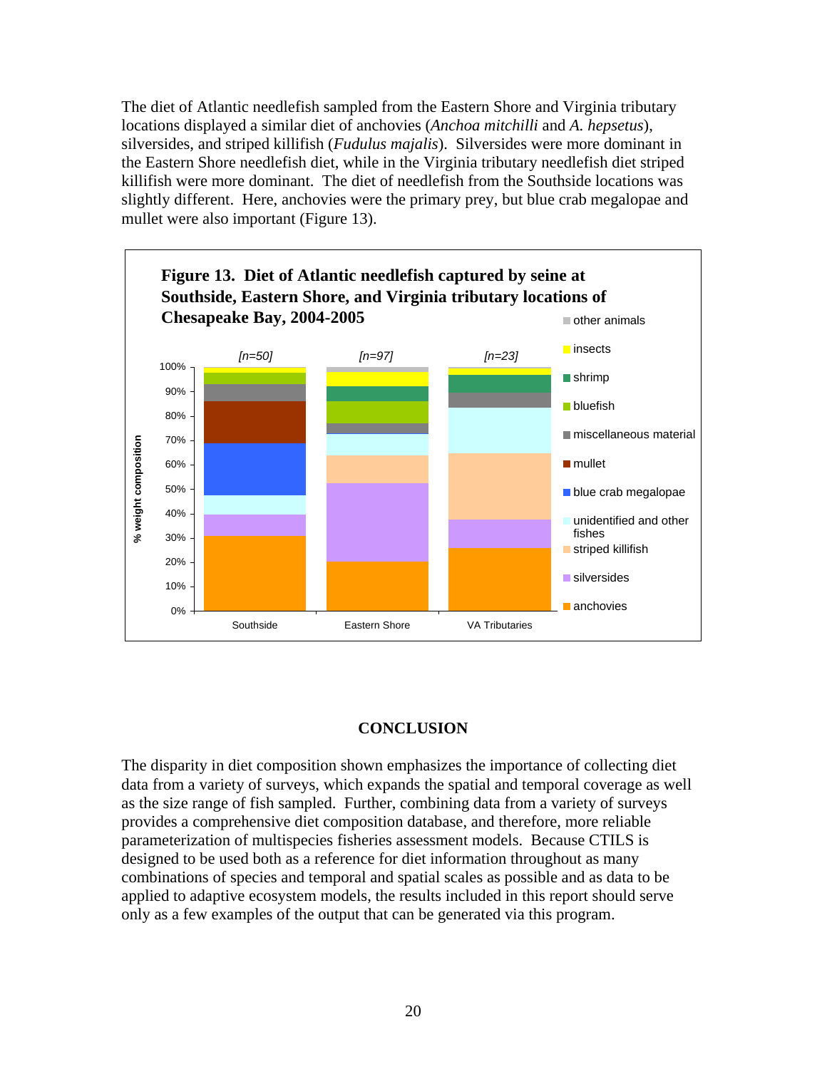The diet of Atlantic needlefish sampled from the Eastern Shore and Virginia tributary locations displayed a similar diet of anchovies (*Anchoa mitchilli* and *A. hepsetus*), silversides, and striped killifish (*Fudulus majalis*). Silversides were more dominant in the Eastern Shore needlefish diet, while in the Virginia tributary needlefish diet striped killifish were more dominant. The diet of needlefish from the Southside locations was slightly different. Here, anchovies were the primary prey, but blue crab megalopae and mullet were also important (Figure 13).

**Figure 13. Diet of Atlantic needlefish captured by seine at Southside, Eastern Shore, and Virginia tributary locations of Chesapeake Bay, 2004-2005**

## CONCLUSION

The disparity in diet composition shown emphasizes the importance of collecting diet data from a variety of surveys, which expands the spatial and temporal coverage as well as the size range of fish sampled. Further, combining data from a variety of surveys provides a comprehensive diet composition database, and therefore, more reliable parameterization of multispecies fisheries assessment models. Because CTILS is designed to be used both as a reference for diet information throughout as many combinations of species and temporal and spatial scales as possible and as data to be applied to adaptive ecosystem models, the results included in this report should serve only as a few examples of the output that can be generated via this program.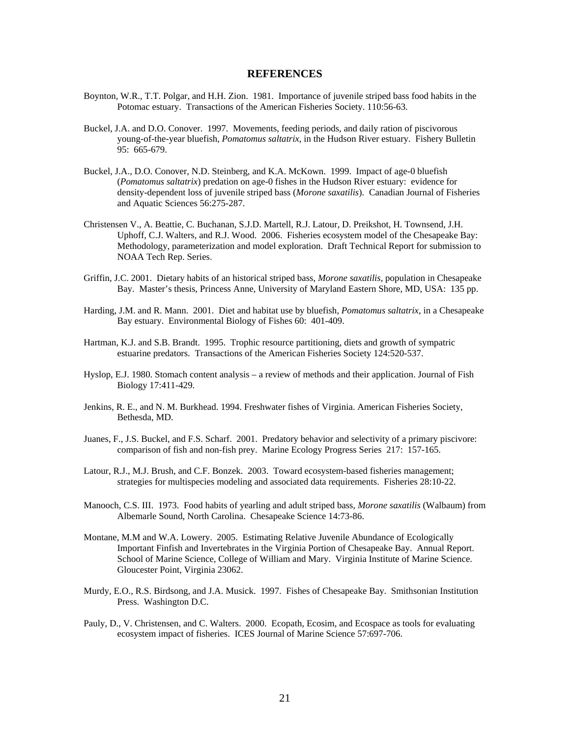# REFERENCES

Boynton, W.R., T.T. Polgar, and H.H. Zion. 1981. Importance of juvenile striped bass food habits in the Potomac estuary. Transactions of the American Fisheries Society. 110:56-63.

Buckel, J.A. and D.O. Conover. 1997. Movements, feeding periods, and daily ration of piscivorous young-of-the-year bluefish, *Pomatomus saltatrix*, in the Hudson River estuary. Fishery Bulletin 95: 665-679.

Buckel, J.A., D.O. Conover, N.D. Steinberg, and K.A. McKown. 1999. Impact of age-0 bluefish (*Pomatomus saltatrix*) predation on age-0 fishes in the Hudson River estuary: evidence for density-dependent loss of juvenile striped bass (*Morone saxatilis*). Canadian Journal of Fisheries and Aquatic Sciences 56:275-287.

Christensen V., A. Beattie, C. Buchanan, S.J.D. Martell, R.J. Latour, D. Preikshot, H. Townsend, J.H. Uphoff, C.J. Walters, and R.J. Wood. 2006. Fisheries ecosystem model of the Chesapeake Bay: Methodology, parameterization and model exploration. Draft Technical Report for submission to NOAA Tech Rep. Series.

Griffin, J.C. 2001. Dietary habits of an historical striped bass, *Morone saxatilis*, population in Chesapeake Bay. Master's thesis, Princess Anne, University of Maryland Eastern Shore, MD, USA: 135 pp.

Harding, J.M. and R. Mann. 2001. Diet and habitat use by bluefish, *Pomatomus saltatrix*, in a Chesapeake Bay estuary. Environmental Biology of Fishes 60: 401-409.

Hartman, K.J. and S.B. Brandt. 1995. Trophic resource partitioning, diets and growth of sympatric estuarine predators. Transactions of the American Fisheries Society 124:520-537.

Hyslop, E.J. 1980. Stomach content analysis – a review of methods and their application. Journal of Fish Biology 17:411-429.

Jenkins, R. E., and N. M. Burkhead. 1994. Freshwater fishes of Virginia. American Fisheries Society, Bethesda, MD.

Juanes, F., J.S. Buckel, and F.S. Scharf. 2001. Predatory behavior and selectivity of a primary piscivore: comparison of fish and non-fish prey. Marine Ecology Progress Series 217: 157-165.

Latour, R.J., M.J. Brush, and C.F. Bonzek. 2003. Toward ecosystem-based fisheries management; strategies for multispecies modeling and associated data requirements. Fisheries 28:10-22.

Manooch, C.S. III. 1973. Food habits of yearling and adult striped bass, *Morone saxatilis* (Walbaum) from Albemarle Sound, North Carolina. Chesapeake Science 14:73-86.

Montane, M.M and W.A. Lowery. 2005. Estimating Relative Juvenile Abundance of Ecologically Important Finfish and Invertebrates in the Virginia Portion of Chesapeake Bay. Annual Report. School of Marine Science, College of William and Mary. Virginia Institute of Marine Science. Gloucester Point, Virginia 23062.

Murdy, E.O., R.S. Birdsong, and J.A. Musick. 1997. Fishes of Chesapeake Bay. Smithsonian Institution Press. Washington D.C.

Pauly, D., V. Christensen, and C. Walters. 2000. Ecopath, Ecosim, and Ecospace as tools for evaluating ecosystem impact of fisheries. ICES Journal of Marine Science 57:697-706.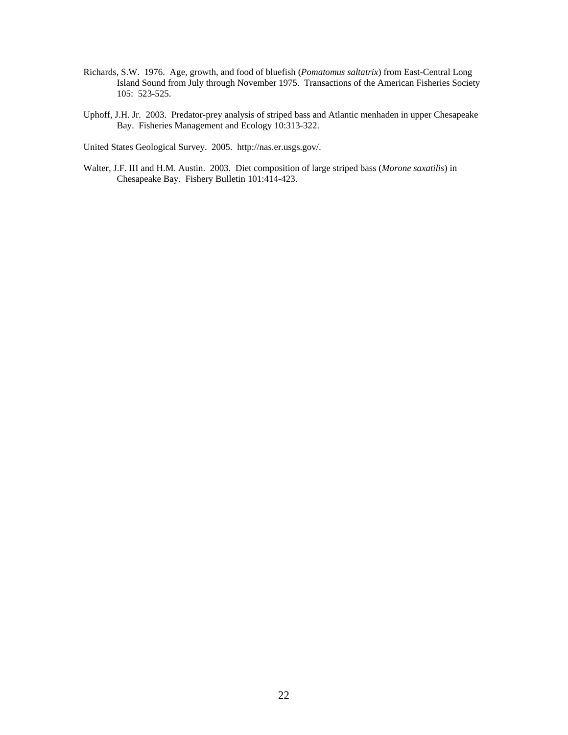Richards, S.W. 1976. Age, growth, and food of bluefish (*Pomatomus saltatrix*) from East-Central Long Island Sound from July through November 1975. Transactions of the American Fisheries Society 105: 523-525.

Uphoff, J.H. Jr. 2003. Predator-prey analysis of striped bass and Atlantic menhaden in upper Chesapeake Bay. Fisheries Management and Ecology 10:313-322.

United States Geological Survey. 2005. http://nas.er.usgs.gov/.

Walter, J.F. III and H.M. Austin. 2003. Diet composition of large striped bass (*Morone saxatilis*) in Chesapeake Bay. Fishery Bulletin 101:414-423.